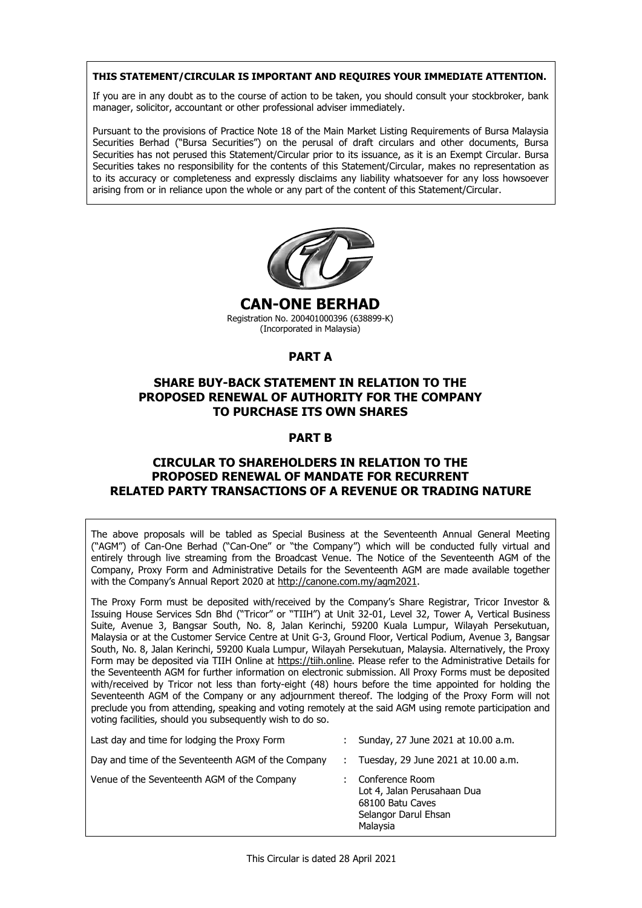**THIS STATEMENT/CIRCULAR IS IMPORTANT AND REQUIRES YOUR IMMEDIATE ATTENTION.**

If you are in any doubt as to the course of action to be taken, you should consult your stockbroker, bank manager, solicitor, accountant or other professional adviser immediately.

Pursuant to the provisions of Practice Note 18 of the Main Market Listing Requirements of Bursa Malaysia Securities Berhad ("Bursa Securities") on the perusal of draft circulars and other documents, Bursa Securities has not perused this Statement/Circular prior to its issuance, as it is an Exempt Circular. Bursa Securities takes no responsibility for the contents of this Statement/Circular, makes no representation as to its accuracy or completeness and expressly disclaims any liability whatsoever for any loss howsoever arising from or in reliance upon the whole or any part of the content of this Statement/Circular.

# CAN-ONE BERHAD

Registration No. 200401000396 (638899-K)
(Incorporated in Malaysia)

## PART A

## SHARE BUY-BACK STATEMENT IN RELATION TO THE PROPOSED RENEWAL OF AUTHORITY FOR THE COMPANY TO PURCHASE ITS OWN SHARES

## PART B

## CIRCULAR TO SHAREHOLDERS IN RELATION TO THE PROPOSED RENEWAL OF MANDATE FOR RECURRENT RELATED PARTY TRANSACTIONS OF A REVENUE OR TRADING NATURE

The above proposals will be tabled as Special Business at the Seventeenth Annual General Meeting ("AGM") of Can-One Berhad ("Can-One" or "the Company") which will be conducted fully virtual and entirely through live streaming from the Broadcast Venue. The Notice of the Seventeenth AGM of the Company, Proxy Form and Administrative Details for the Seventeenth AGM are made available together with the Company's Annual Report 2020 at http://canone.com.my/agm2021.

The Proxy Form must be deposited with/received by the Company's Share Registrar, Tricor Investor & Issuing House Services Sdn Bhd ("Tricor" or "TIIH") at Unit 32-01, Level 32, Tower A, Vertical Business Suite, Avenue 3, Bangsar South, No. 8, Jalan Kerinchi, 59200 Kuala Lumpur, Wilayah Persekutuan, Malaysia or at the Customer Service Centre at Unit G-3, Ground Floor, Vertical Podium, Avenue 3, Bangsar South, No. 8, Jalan Kerinchi, 59200 Kuala Lumpur, Wilayah Persekutuan, Malaysia. Alternatively, the Proxy Form may be deposited via TIIH Online at https://tiih.online. Please refer to the Administrative Details for the Seventeenth AGM for further information on electronic submission. All Proxy Forms must be deposited with/received by Tricor not less than forty-eight (48) hours before the time appointed for holding the Seventeenth AGM of the Company or any adjournment thereof. The lodging of the Proxy Form will not preclude you from attending, speaking and voting remotely at the said AGM using remote participation and voting facilities, should you subsequently wish to do so.

| | | |
|---|---|---|
| Last day and time for lodging the Proxy Form | : | Sunday, 27 June 2021 at 10.00 a.m. |
| Day and time of the Seventeenth AGM of the Company | : | Tuesday, 29 June 2021 at 10.00 a.m. |
| Venue of the Seventeenth AGM of the Company | : | Conference Room<br>Lot 4, Jalan Perusahaan Dua<br>68100 Batu Caves<br>Selangor Darul Ehsan<br>Malaysia |

This Circular is dated 28 April 2021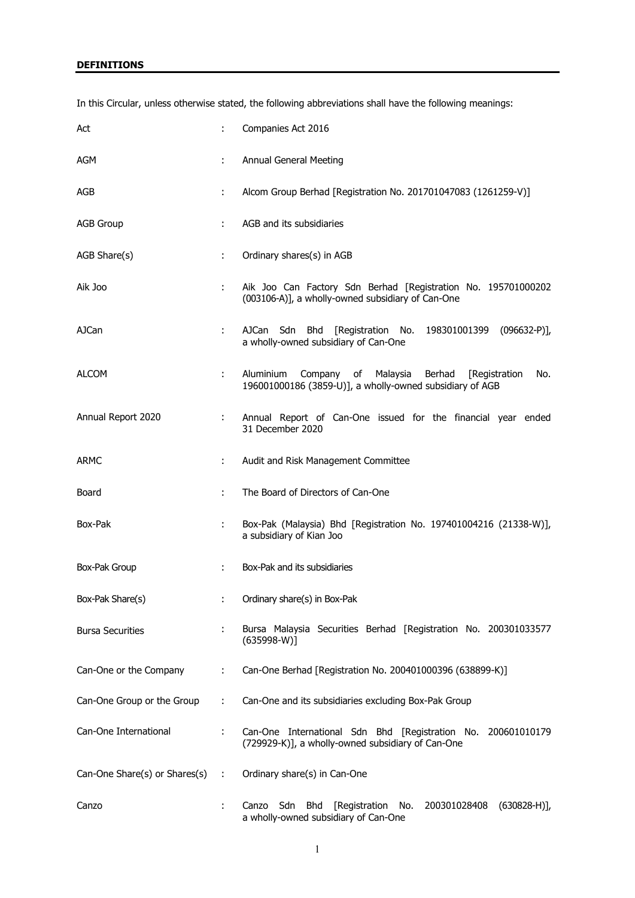## DEFINITIONS

In this Circular, unless otherwise stated, the following abbreviations shall have the following meanings:

| | | |
|---|---|---|
| Act | : | Companies Act 2016 |
| AGM | : | Annual General Meeting |
| AGB | : | Alcom Group Berhad [Registration No. 201701047083 (1261259-V)] |
| AGB Group | : | AGB and its subsidiaries |
| AGB Share(s) | : | Ordinary shares(s) in AGB |
| Aik Joo | : | Aik Joo Can Factory Sdn Berhad [Registration No. 195701000202 (003106-A)], a wholly-owned subsidiary of Can-One |
| AJCan | : | AJCan Sdn Bhd [Registration No. 198301001399 (096632-P)], a wholly-owned subsidiary of Can-One |
| ALCOM | : | Aluminium Company of Malaysia Berhad [Registration No. 196001000186 (3859-U)], a wholly-owned subsidiary of AGB |
| Annual Report 2020 | : | Annual Report of Can-One issued for the financial year ended 31 December 2020 |
| ARMC | : | Audit and Risk Management Committee |
| Board | : | The Board of Directors of Can-One |
| Box-Pak | : | Box-Pak (Malaysia) Bhd [Registration No. 197401004216 (21338-W)], a subsidiary of Kian Joo |
| Box-Pak Group | : | Box-Pak and its subsidiaries |
| Box-Pak Share(s) | : | Ordinary share(s) in Box-Pak |
| Bursa Securities | : | Bursa Malaysia Securities Berhad [Registration No. 200301033577 (635998-W)] |
| Can-One or the Company | : | Can-One Berhad [Registration No. 200401000396 (638899-K)] |
| Can-One Group or the Group | : | Can-One and its subsidiaries excluding Box-Pak Group |
| Can-One International | : | Can-One International Sdn Bhd [Registration No. 200601010179 (729929-K)], a wholly-owned subsidiary of Can-One |
| Can-One Share(s) or Shares(s) | : | Ordinary share(s) in Can-One |
| Canzo | : | Canzo Sdn Bhd [Registration No. 200301028408 (630828-H)], a wholly-owned subsidiary of Can-One |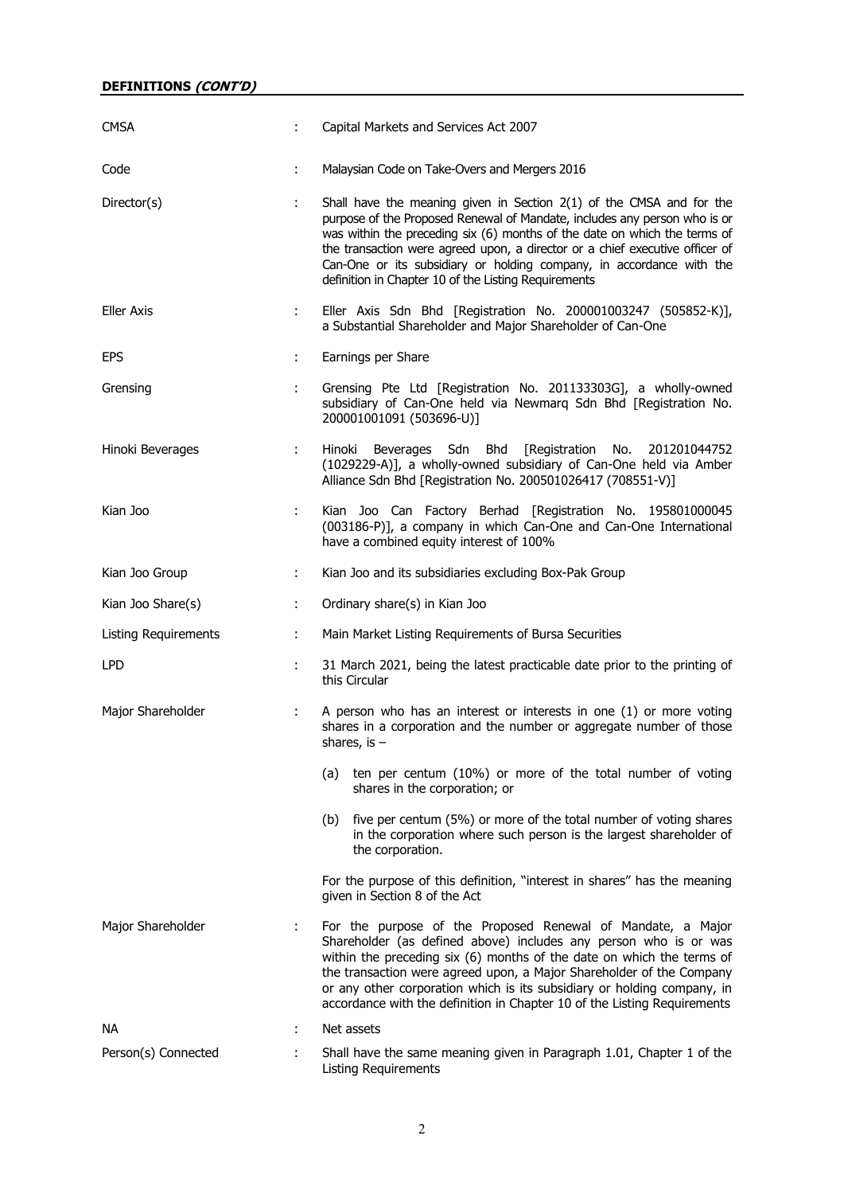**DEFINITIONS *(CONT'D)***

| | | |
|---|---|---|
| CMSA | : | Capital Markets and Services Act 2007 |
| Code | : | Malaysian Code on Take-Overs and Mergers 2016 |
| Director(s) | : | Shall have the meaning given in Section 2(1) of the CMSA and for the purpose of the Proposed Renewal of Mandate, includes any person who is or was within the preceding six (6) months of the date on which the terms of the transaction were agreed upon, a director or a chief executive officer of Can-One or its subsidiary or holding company, in accordance with the definition in Chapter 10 of the Listing Requirements |
| Eller Axis | : | Eller Axis Sdn Bhd [Registration No. 200001003247 (505852-K)], a Substantial Shareholder and Major Shareholder of Can-One |
| EPS | : | Earnings per Share |
| Grensing | : | Grensing Pte Ltd [Registration No. 201133303G], a wholly-owned subsidiary of Can-One held via Newmarq Sdn Bhd [Registration No. 200001001091 (503696-U)] |
| Hinoki Beverages | : | Hinoki Beverages Sdn Bhd [Registration No. 201201044752 (1029229-A)], a wholly-owned subsidiary of Can-One held via Amber Alliance Sdn Bhd [Registration No. 200501026417 (708551-V)] |
| Kian Joo | : | Kian Joo Can Factory Berhad [Registration No. 195801000045 (003186-P)], a company in which Can-One and Can-One International have a combined equity interest of 100% |
| Kian Joo Group | : | Kian Joo and its subsidiaries excluding Box-Pak Group |
| Kian Joo Share(s) | : | Ordinary share(s) in Kian Joo |
| Listing Requirements | : | Main Market Listing Requirements of Bursa Securities |
| LPD | : | 31 March 2021, being the latest practicable date prior to the printing of this Circular |
| Major Shareholder | : | A person who has an interest or interests in one (1) or more voting shares in a corporation and the number or aggregate number of those shares, is –<br><br>(a) ten per centum (10%) or more of the total number of voting shares in the corporation; or<br><br>(b) five per centum (5%) or more of the total number of voting shares in the corporation where such person is the largest shareholder of the corporation.<br><br>For the purpose of this definition, "interest in shares" has the meaning given in Section 8 of the Act |
| Major Shareholder | : | For the purpose of the Proposed Renewal of Mandate, a Major Shareholder (as defined above) includes any person who is or was within the preceding six (6) months of the date on which the terms of the transaction were agreed upon, a Major Shareholder of the Company or any other corporation which is its subsidiary or holding company, in accordance with the definition in Chapter 10 of the Listing Requirements |
| NA | : | Net assets |
| Person(s) Connected | : | Shall have the same meaning given in Paragraph 1.01, Chapter 1 of the Listing Requirements |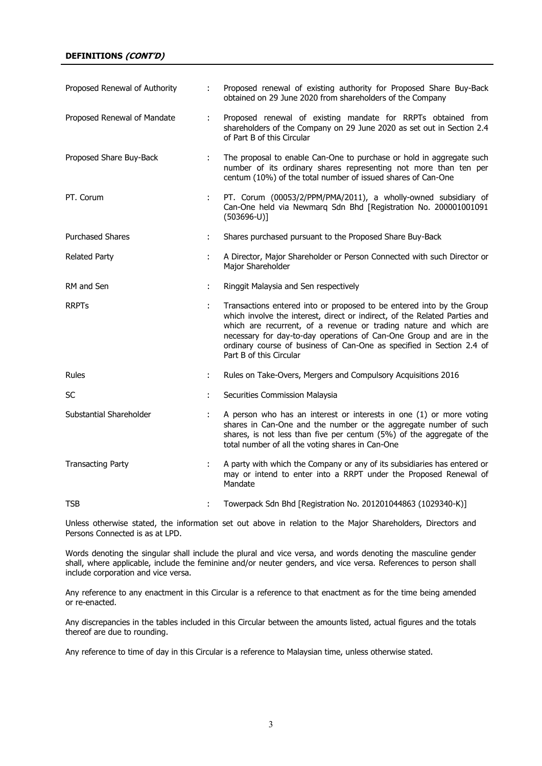**DEFINITIONS *(CONT'D)***

| | | |
|---|---|---|
| Proposed Renewal of Authority | : | Proposed renewal of existing authority for Proposed Share Buy-Back obtained on 29 June 2020 from shareholders of the Company |
| Proposed Renewal of Mandate | : | Proposed renewal of existing mandate for RRPTs obtained from shareholders of the Company on 29 June 2020 as set out in Section 2.4 of Part B of this Circular |
| Proposed Share Buy-Back | : | The proposal to enable Can-One to purchase or hold in aggregate such number of its ordinary shares representing not more than ten per centum (10%) of the total number of issued shares of Can-One |
| PT. Corum | : | PT. Corum (00053/2/PPM/PMA/2011), a wholly-owned subsidiary of Can-One held via Newmarq Sdn Bhd [Registration No. 200001001091 (503696-U)] |
| Purchased Shares | : | Shares purchased pursuant to the Proposed Share Buy-Back |
| Related Party | : | A Director, Major Shareholder or Person Connected with such Director or Major Shareholder |
| RM and Sen | : | Ringgit Malaysia and Sen respectively |
| RRPTs | : | Transactions entered into or proposed to be entered into by the Group which involve the interest, direct or indirect, of the Related Parties and which are recurrent, of a revenue or trading nature and which are necessary for day-to-day operations of Can-One Group and are in the ordinary course of business of Can-One as specified in Section 2.4 of Part B of this Circular |
| Rules | : | Rules on Take-Overs, Mergers and Compulsory Acquisitions 2016 |
| SC | : | Securities Commission Malaysia |
| Substantial Shareholder | : | A person who has an interest or interests in one (1) or more voting shares in Can-One and the number or the aggregate number of such shares, is not less than five per centum (5%) of the aggregate of the total number of all the voting shares in Can-One |
| Transacting Party | : | A party with which the Company or any of its subsidiaries has entered or may or intend to enter into a RRPT under the Proposed Renewal of Mandate |
| TSB | : | Towerpack Sdn Bhd [Registration No. 201201044863 (1029340-K)] |

Unless otherwise stated, the information set out above in relation to the Major Shareholders, Directors and Persons Connected is as at LPD.

Words denoting the singular shall include the plural and vice versa, and words denoting the masculine gender shall, where applicable, include the feminine and/or neuter genders, and vice versa. References to person shall include corporation and vice versa.

Any reference to any enactment in this Circular is a reference to that enactment as for the time being amended or re-enacted.

Any discrepancies in the tables included in this Circular between the amounts listed, actual figures and the totals thereof are due to rounding.

Any reference to time of day in this Circular is a reference to Malaysian time, unless otherwise stated.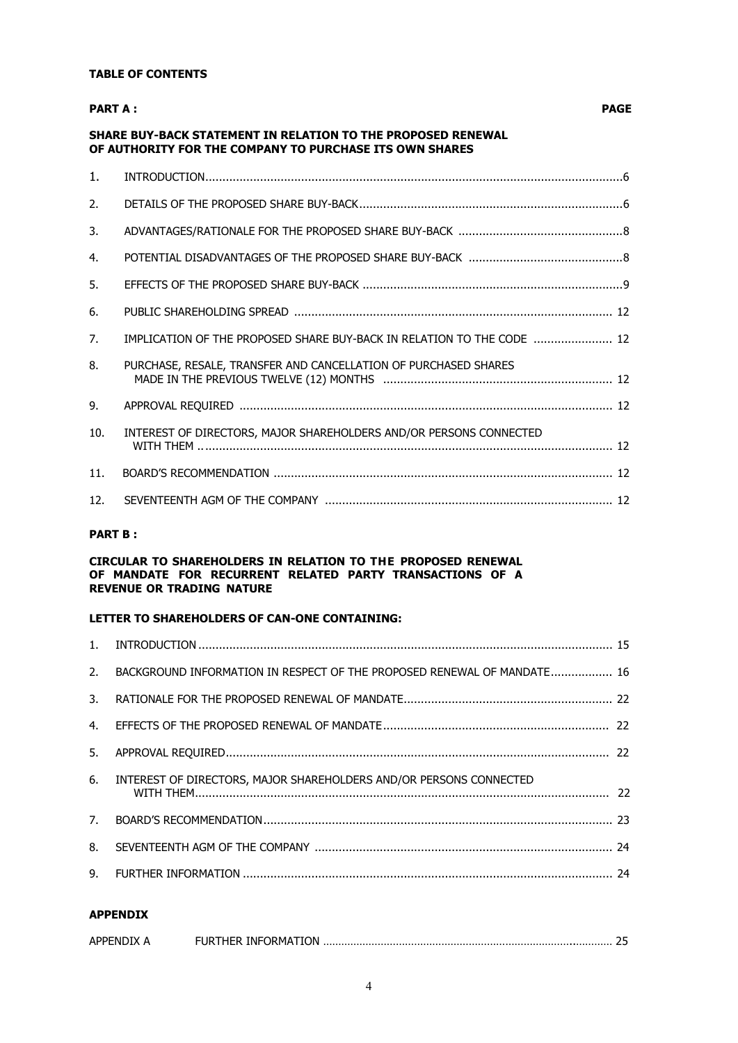**TABLE OF CONTENTS**

**PART A :** **PAGE**

**SHARE BUY-BACK STATEMENT IN RELATION TO THE PROPOSED RENEWAL OF AUTHORITY FOR THE COMPANY TO PURCHASE ITS OWN SHARES**

| | | |
|---|---|---|
| 1. | INTRODUCTION | 6 |
| 2. | DETAILS OF THE PROPOSED SHARE BUY-BACK | 6 |
| 3. | ADVANTAGES/RATIONALE FOR THE PROPOSED SHARE BUY-BACK | 8 |
| 4. | POTENTIAL DISADVANTAGES OF THE PROPOSED SHARE BUY-BACK | 8 |
| 5. | EFFECTS OF THE PROPOSED SHARE BUY-BACK | 9 |
| 6. | PUBLIC SHAREHOLDING SPREAD | 12 |
| 7. | IMPLICATION OF THE PROPOSED SHARE BUY-BACK IN RELATION TO THE CODE | 12 |
| 8. | PURCHASE, RESALE, TRANSFER AND CANCELLATION OF PURCHASED SHARES MADE IN THE PREVIOUS TWELVE (12) MONTHS | 12 |
| 9. | APPROVAL REQUIRED | 12 |
| 10. | INTEREST OF DIRECTORS, MAJOR SHAREHOLDERS AND/OR PERSONS CONNECTED WITH THEM | 12 |
| 11. | BOARD'S RECOMMENDATION | 12 |
| 12. | SEVENTEENTH AGM OF THE COMPANY | 12 |

**PART B :**

**CIRCULAR TO SHAREHOLDERS IN RELATION TO THE PROPOSED RENEWAL OF MANDATE FOR RECURRENT RELATED PARTY TRANSACTIONS OF A REVENUE OR TRADING NATURE**

**LETTER TO SHAREHOLDERS OF CAN-ONE CONTAINING:**

| | | |
|---|---|---|
| 1. | INTRODUCTION | 15 |
| 2. | BACKGROUND INFORMATION IN RESPECT OF THE PROPOSED RENEWAL OF MANDATE | 16 |
| 3. | RATIONALE FOR THE PROPOSED RENEWAL OF MANDATE | 22 |
| 4. | EFFECTS OF THE PROPOSED RENEWAL OF MANDATE | 22 |
| 5. | APPROVAL REQUIRED | 22 |
| 6. | INTEREST OF DIRECTORS, MAJOR SHAREHOLDERS AND/OR PERSONS CONNECTED WITH THEM | 22 |
| 7. | BOARD'S RECOMMENDATION | 23 |
| 8. | SEVENTEENTH AGM OF THE COMPANY | 24 |
| 9. | FURTHER INFORMATION | 24 |

**APPENDIX**

| | | |
|---|---|---|
| APPENDIX A | FURTHER INFORMATION | 25 |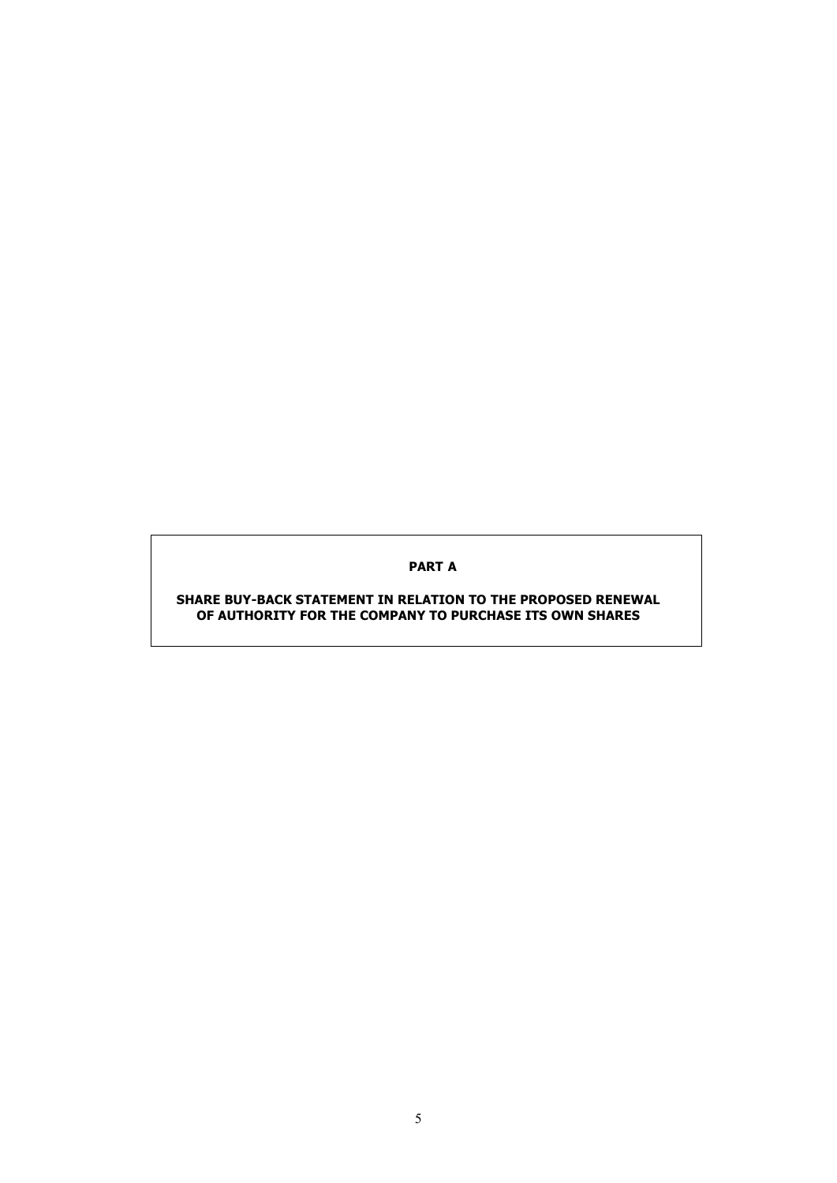**PART A**

**SHARE BUY-BACK STATEMENT IN RELATION TO THE PROPOSED RENEWAL OF AUTHORITY FOR THE COMPANY TO PURCHASE ITS OWN SHARES**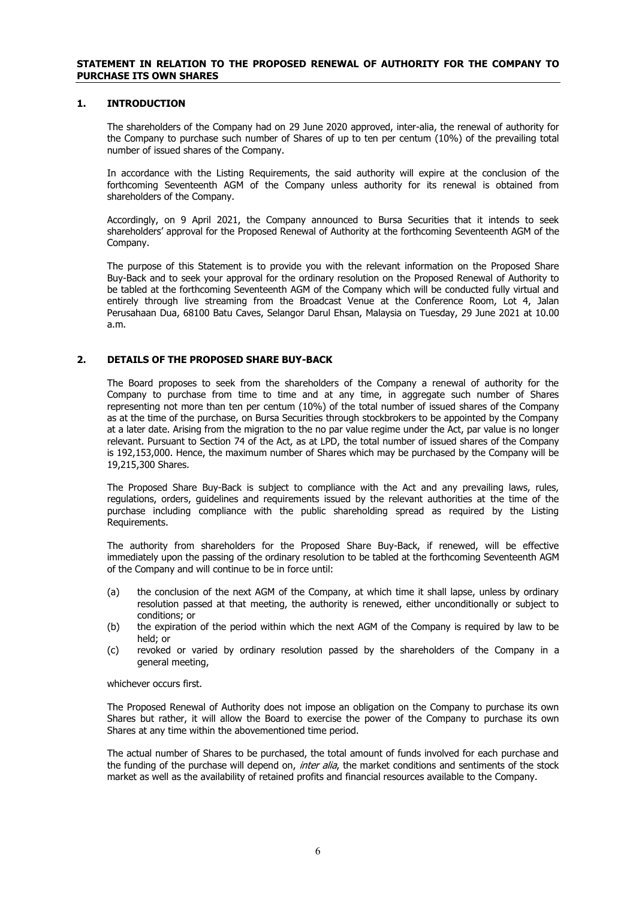## STATEMENT IN RELATION TO THE PROPOSED RENEWAL OF AUTHORITY FOR THE COMPANY TO PURCHASE ITS OWN SHARES

### 1. INTRODUCTION

The shareholders of the Company had on 29 June 2020 approved, inter-alia, the renewal of authority for the Company to purchase such number of Shares of up to ten per centum (10%) of the prevailing total number of issued shares of the Company.

In accordance with the Listing Requirements, the said authority will expire at the conclusion of the forthcoming Seventeenth AGM of the Company unless authority for its renewal is obtained from shareholders of the Company.

Accordingly, on 9 April 2021, the Company announced to Bursa Securities that it intends to seek shareholders' approval for the Proposed Renewal of Authority at the forthcoming Seventeenth AGM of the Company.

The purpose of this Statement is to provide you with the relevant information on the Proposed Share Buy-Back and to seek your approval for the ordinary resolution on the Proposed Renewal of Authority to be tabled at the forthcoming Seventeenth AGM of the Company which will be conducted fully virtual and entirely through live streaming from the Broadcast Venue at the Conference Room, Lot 4, Jalan Perusahaan Dua, 68100 Batu Caves, Selangor Darul Ehsan, Malaysia on Tuesday, 29 June 2021 at 10.00 a.m.

### 2. DETAILS OF THE PROPOSED SHARE BUY-BACK

The Board proposes to seek from the shareholders of the Company a renewal of authority for the Company to purchase from time to time and at any time, in aggregate such number of Shares representing not more than ten per centum (10%) of the total number of issued shares of the Company as at the time of the purchase, on Bursa Securities through stockbrokers to be appointed by the Company at a later date. Arising from the migration to the no par value regime under the Act, par value is no longer relevant. Pursuant to Section 74 of the Act, as at LPD, the total number of issued shares of the Company is 192,153,000. Hence, the maximum number of Shares which may be purchased by the Company will be 19,215,300 Shares.

The Proposed Share Buy-Back is subject to compliance with the Act and any prevailing laws, rules, regulations, orders, guidelines and requirements issued by the relevant authorities at the time of the purchase including compliance with the public shareholding spread as required by the Listing Requirements.

The authority from shareholders for the Proposed Share Buy-Back, if renewed, will be effective immediately upon the passing of the ordinary resolution to be tabled at the forthcoming Seventeenth AGM of the Company and will continue to be in force until:

(a) the conclusion of the next AGM of the Company, at which time it shall lapse, unless by ordinary resolution passed at that meeting, the authority is renewed, either unconditionally or subject to conditions; or

(b) the expiration of the period within which the next AGM of the Company is required by law to be held; or

(c) revoked or varied by ordinary resolution passed by the shareholders of the Company in a general meeting,

whichever occurs first.

The Proposed Renewal of Authority does not impose an obligation on the Company to purchase its own Shares but rather, it will allow the Board to exercise the power of the Company to purchase its own Shares at any time within the abovementioned time period.

The actual number of Shares to be purchased, the total amount of funds involved for each purchase and the funding of the purchase will depend on, *inter alia*, the market conditions and sentiments of the stock market as well as the availability of retained profits and financial resources available to the Company.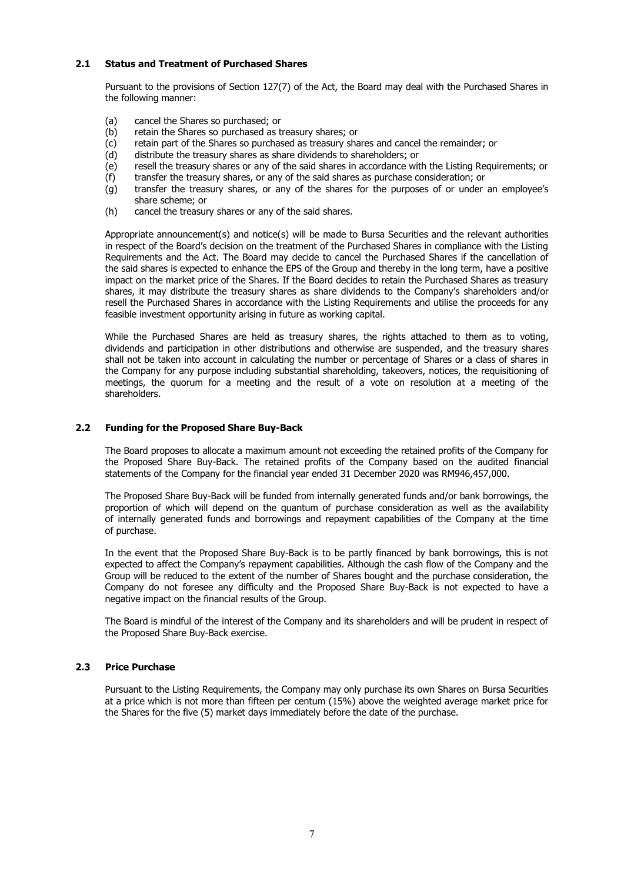### 2.1 Status and Treatment of Purchased Shares

Pursuant to the provisions of Section 127(7) of the Act, the Board may deal with the Purchased Shares in the following manner:

(a) cancel the Shares so purchased; or
(b) retain the Shares so purchased as treasury shares; or
(c) retain part of the Shares so purchased as treasury shares and cancel the remainder; or
(d) distribute the treasury shares as share dividends to shareholders; or
(e) resell the treasury shares or any of the said shares in accordance with the Listing Requirements; or
(f) transfer the treasury shares, or any of the said shares as purchase consideration; or
(g) transfer the treasury shares, or any of the shares for the purposes of or under an employee's share scheme; or
(h) cancel the treasury shares or any of the said shares.

Appropriate announcement(s) and notice(s) will be made to Bursa Securities and the relevant authorities in respect of the Board's decision on the treatment of the Purchased Shares in compliance with the Listing Requirements and the Act. The Board may decide to cancel the Purchased Shares if the cancellation of the said shares is expected to enhance the EPS of the Group and thereby in the long term, have a positive impact on the market price of the Shares. If the Board decides to retain the Purchased Shares as treasury shares, it may distribute the treasury shares as share dividends to the Company's shareholders and/or resell the Purchased Shares in accordance with the Listing Requirements and utilise the proceeds for any feasible investment opportunity arising in future as working capital.

While the Purchased Shares are held as treasury shares, the rights attached to them as to voting, dividends and participation in other distributions and otherwise are suspended, and the treasury shares shall not be taken into account in calculating the number or percentage of Shares or a class of shares in the Company for any purpose including substantial shareholding, takeovers, notices, the requisitioning of meetings, the quorum for a meeting and the result of a vote on resolution at a meeting of the shareholders.

### 2.2 Funding for the Proposed Share Buy-Back

The Board proposes to allocate a maximum amount not exceeding the retained profits of the Company for the Proposed Share Buy-Back. The retained profits of the Company based on the audited financial statements of the Company for the financial year ended 31 December 2020 was RM946,457,000.

The Proposed Share Buy-Back will be funded from internally generated funds and/or bank borrowings, the proportion of which will depend on the quantum of purchase consideration as well as the availability of internally generated funds and borrowings and repayment capabilities of the Company at the time of purchase.

In the event that the Proposed Share Buy-Back is to be partly financed by bank borrowings, this is not expected to affect the Company's repayment capabilities. Although the cash flow of the Company and the Group will be reduced to the extent of the number of Shares bought and the purchase consideration, the Company do not foresee any difficulty and the Proposed Share Buy-Back is not expected to have a negative impact on the financial results of the Group.

The Board is mindful of the interest of the Company and its shareholders and will be prudent in respect of the Proposed Share Buy-Back exercise.

### 2.3 Price Purchase

Pursuant to the Listing Requirements, the Company may only purchase its own Shares on Bursa Securities at a price which is not more than fifteen per centum (15%) above the weighted average market price for the Shares for the five (5) market days immediately before the date of the purchase.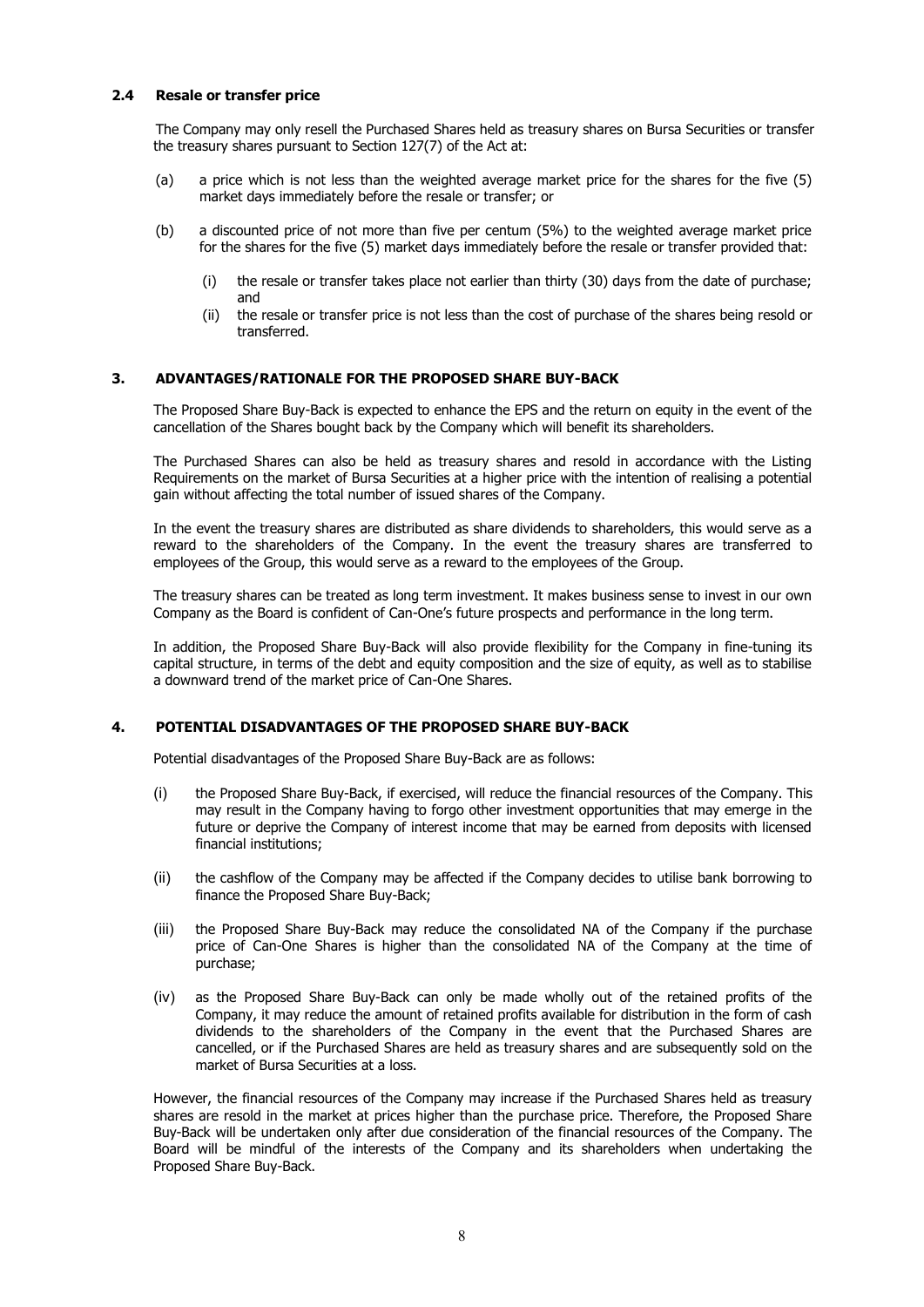### 2.4 Resale or transfer price

The Company may only resell the Purchased Shares held as treasury shares on Bursa Securities or transfer the treasury shares pursuant to Section 127(7) of the Act at:

(a) a price which is not less than the weighted average market price for the shares for the five (5) market days immediately before the resale or transfer; or

(b) a discounted price of not more than five per centum (5%) to the weighted average market price for the shares for the five (5) market days immediately before the resale or transfer provided that:

   (i) the resale or transfer takes place not earlier than thirty (30) days from the date of purchase; and
   
   (ii) the resale or transfer price is not less than the cost of purchase of the shares being resold or transferred.

## 3. ADVANTAGES/RATIONALE FOR THE PROPOSED SHARE BUY-BACK

The Proposed Share Buy-Back is expected to enhance the EPS and the return on equity in the event of the cancellation of the Shares bought back by the Company which will benefit its shareholders.

The Purchased Shares can also be held as treasury shares and resold in accordance with the Listing Requirements on the market of Bursa Securities at a higher price with the intention of realising a potential gain without affecting the total number of issued shares of the Company.

In the event the treasury shares are distributed as share dividends to shareholders, this would serve as a reward to the shareholders of the Company. In the event the treasury shares are transferred to employees of the Group, this would serve as a reward to the employees of the Group.

The treasury shares can be treated as long term investment. It makes business sense to invest in our own Company as the Board is confident of Can-One's future prospects and performance in the long term.

In addition, the Proposed Share Buy-Back will also provide flexibility for the Company in fine-tuning its capital structure, in terms of the debt and equity composition and the size of equity, as well as to stabilise a downward trend of the market price of Can-One Shares.

## 4. POTENTIAL DISADVANTAGES OF THE PROPOSED SHARE BUY-BACK

Potential disadvantages of the Proposed Share Buy-Back are as follows:

(i) the Proposed Share Buy-Back, if exercised, will reduce the financial resources of the Company. This may result in the Company having to forgo other investment opportunities that may emerge in the future or deprive the Company of interest income that may be earned from deposits with licensed financial institutions;

(ii) the cashflow of the Company may be affected if the Company decides to utilise bank borrowing to finance the Proposed Share Buy-Back;

(iii) the Proposed Share Buy-Back may reduce the consolidated NA of the Company if the purchase price of Can-One Shares is higher than the consolidated NA of the Company at the time of purchase;

(iv) as the Proposed Share Buy-Back can only be made wholly out of the retained profits of the Company, it may reduce the amount of retained profits available for distribution in the form of cash dividends to the shareholders of the Company in the event that the Purchased Shares are cancelled, or if the Purchased Shares are held as treasury shares and are subsequently sold on the market of Bursa Securities at a loss.

However, the financial resources of the Company may increase if the Purchased Shares held as treasury shares are resold in the market at prices higher than the purchase price. Therefore, the Proposed Share Buy-Back will be undertaken only after due consideration of the financial resources of the Company. The Board will be mindful of the interests of the Company and its shareholders when undertaking the Proposed Share Buy-Back.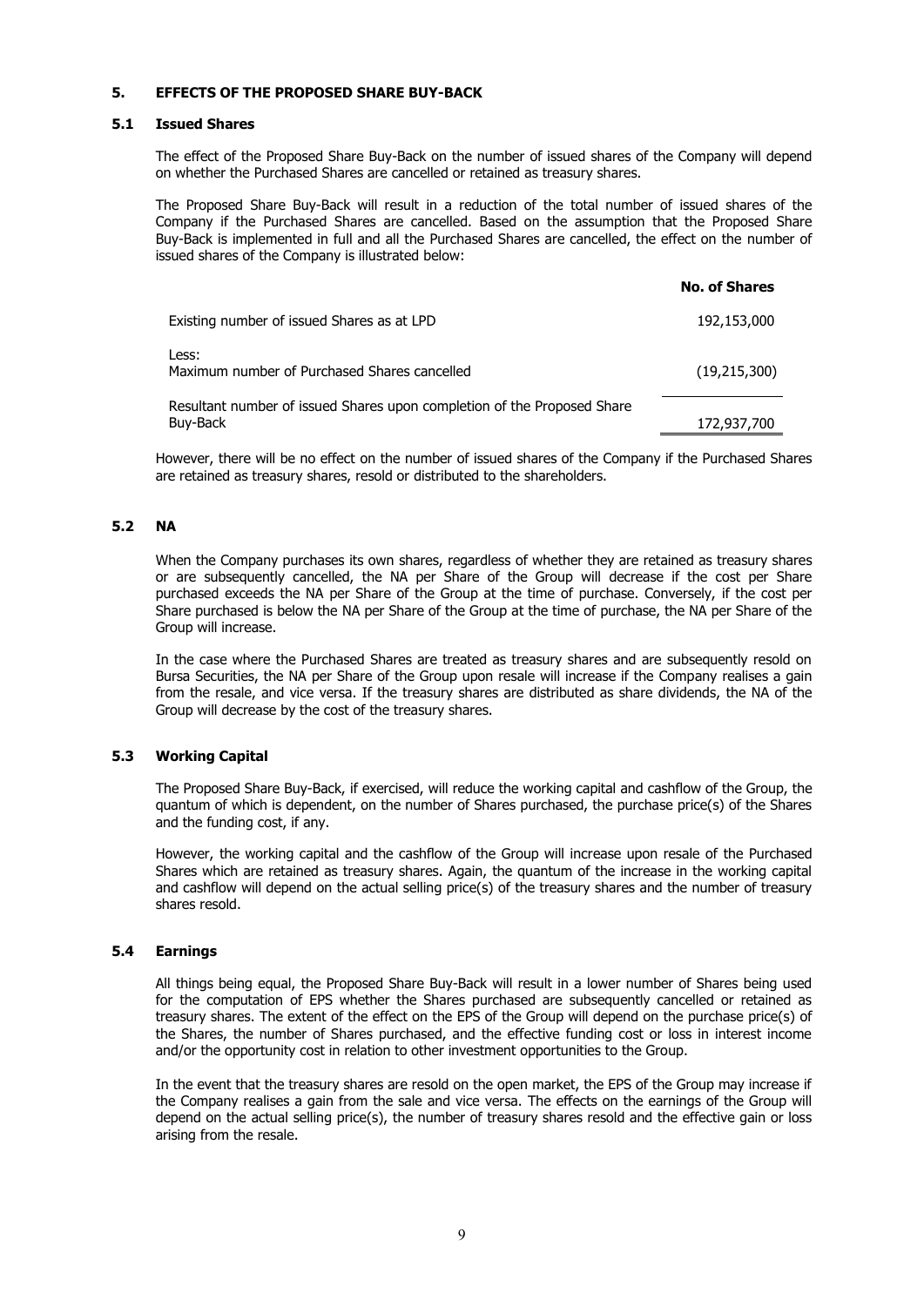## 5. EFFECTS OF THE PROPOSED SHARE BUY-BACK

### 5.1 Issued Shares

The effect of the Proposed Share Buy-Back on the number of issued shares of the Company will depend on whether the Purchased Shares are cancelled or retained as treasury shares.

The Proposed Share Buy-Back will result in a reduction of the total number of issued shares of the Company if the Purchased Shares are cancelled. Based on the assumption that the Proposed Share Buy-Back is implemented in full and all the Purchased Shares are cancelled, the effect on the number of issued shares of the Company is illustrated below:

| | No. of Shares |
|---|---|
| Existing number of issued Shares as at LPD | 192,153,000 |
| Less:<br>Maximum number of Purchased Shares cancelled | (19,215,300) |
| Resultant number of issued Shares upon completion of the Proposed Share Buy-Back | 172,937,700 |

However, there will be no effect on the number of issued shares of the Company if the Purchased Shares are retained as treasury shares, resold or distributed to the shareholders.

### 5.2 NA

When the Company purchases its own shares, regardless of whether they are retained as treasury shares or are subsequently cancelled, the NA per Share of the Group will decrease if the cost per Share purchased exceeds the NA per Share of the Group at the time of purchase. Conversely, if the cost per Share purchased is below the NA per Share of the Group at the time of purchase, the NA per Share of the Group will increase.

In the case where the Purchased Shares are treated as treasury shares and are subsequently resold on Bursa Securities, the NA per Share of the Group upon resale will increase if the Company realises a gain from the resale, and vice versa. If the treasury shares are distributed as share dividends, the NA of the Group will decrease by the cost of the treasury shares.

### 5.3 Working Capital

The Proposed Share Buy-Back, if exercised, will reduce the working capital and cashflow of the Group, the quantum of which is dependent, on the number of Shares purchased, the purchase price(s) of the Shares and the funding cost, if any.

However, the working capital and the cashflow of the Group will increase upon resale of the Purchased Shares which are retained as treasury shares. Again, the quantum of the increase in the working capital and cashflow will depend on the actual selling price(s) of the treasury shares and the number of treasury shares resold.

### 5.4 Earnings

All things being equal, the Proposed Share Buy-Back will result in a lower number of Shares being used for the computation of EPS whether the Shares purchased are subsequently cancelled or retained as treasury shares. The extent of the effect on the EPS of the Group will depend on the purchase price(s) of the Shares, the number of Shares purchased, and the effective funding cost or loss in interest income and/or the opportunity cost in relation to other investment opportunities to the Group.

In the event that the treasury shares are resold on the open market, the EPS of the Group may increase if the Company realises a gain from the sale and vice versa. The effects on the earnings of the Group will depend on the actual selling price(s), the number of treasury shares resold and the effective gain or loss arising from the resale.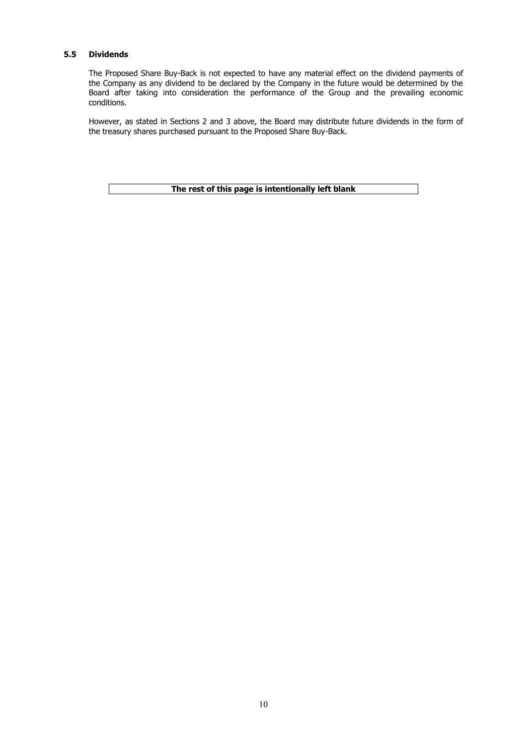### 5.5 Dividends

The Proposed Share Buy-Back is not expected to have any material effect on the dividend payments of the Company as any dividend to be declared by the Company in the future would be determined by the Board after taking into consideration the performance of the Group and the prevailing economic conditions.

However, as stated in Sections 2 and 3 above, the Board may distribute future dividends in the form of the treasury shares purchased pursuant to the Proposed Share Buy-Back.

**The rest of this page is intentionally left blank**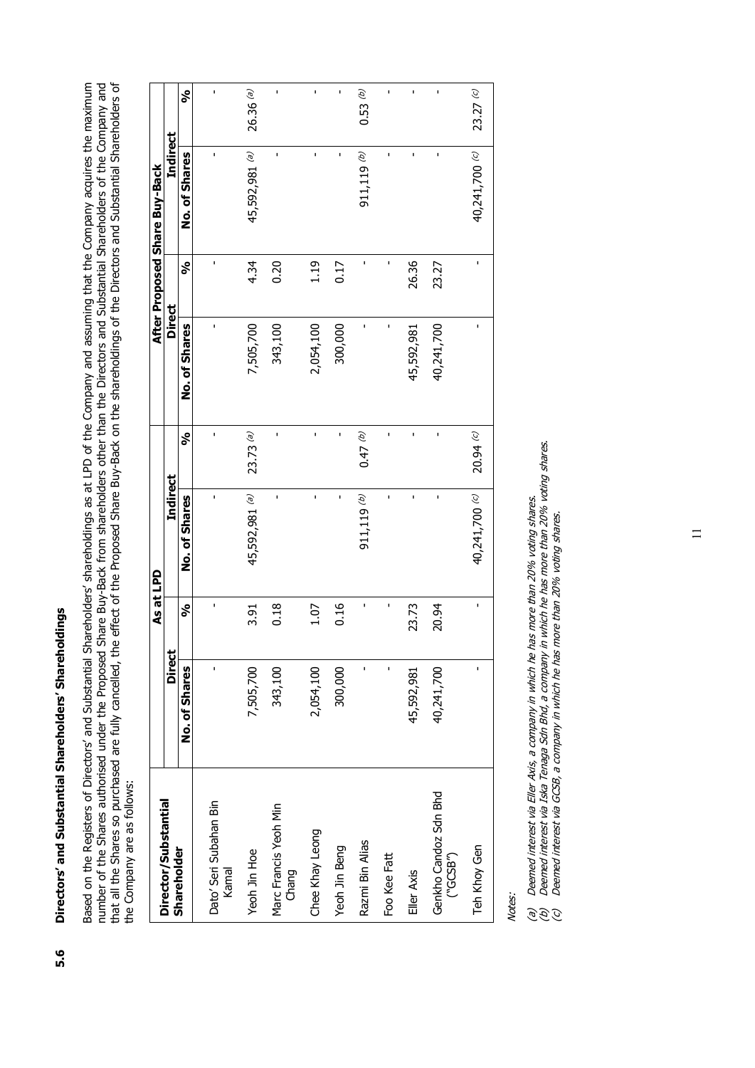## 5.6 Directors' and Substantial Shareholders' Shareholdings

Based on the Registers of Directors' and Substantial Shareholders' shareholdings as at LPD of the Company and assuming that the Company acquires the maximum number of the Shares authorised under the Proposed Share Buy-Back from shareholders other than the Directors and Substantial Shareholders of the Company and that all the Shares so purchased are fully cancelled, the effect of the Proposed Share Buy-Back on the shareholdings of the Directors and Substantial Shareholders of the Company are as follows:

| Director/Substantial Shareholder | As at LPD | | | | After Proposed Share Buy-Back | | | |
|---|---|---|---|---|---|---|---|---|
| | Direct | | Indirect | | Direct | | Indirect | |
| | No. of Shares | % | No. of Shares | % | No. of Shares | % | No. of Shares | % |
| Dato' Seri Subahan Bin Kamal | - | - | - | - | - | - | - | - |
| Yeoh Jin Hoe | 7,505,700 | 3.91 | 45,592,981 [(a)] | 23.73 [(a)] | 7,505,700 | 4.34 | 45,592,981 [(a)] | 26.36 [(a)] |
| Marc Francis Yeoh Min Chang | 343,100 | 0.18 | - | - | 343,100 | 0.20 | - | - |
| Chee Khay Leong | 2,054,100 | 1.07 | - | - | 2,054,100 | 1.19 | - | - |
| Yeoh Jin Beng | 300,000 | 0.16 | - | - | 300,000 | 0.17 | - | - |
| Razmi Bin Alias | - | - | 911,119 [(b)] | 0.47 [(b)] | - | - | 911,119 [(b)] | 0.53 [(b)] |
| Foo Kee Fatt | - | - | - | - | - | - | - | - |
| Eller Axis | 45,592,981 | 23.73 | - | - | 45,592,981 | 26.36 | - | - |
| Genkho Candoz Sdn Bhd ("GCSB") | 40,241,700 | 20.94 | - | - | 40,241,700 | 23.27 | - | - |
| Teh Khoy Gen | - | - | 40,241,700 [(c)] | 20.94 [(c)] | - | - | 40,241,700 [(c)] | 23.27 [(c)] |

*Notes:*

*(a) Deemed interest via Eller Axis, a company in which he has more than 20% voting shares.*
*(b) Deemed interest via Iska Tenaga Sdn Bhd, a company in which he has more than 20% voting shares.*
*(c) Deemed interest via GCSB, a company in which he has more than 20% voting shares.*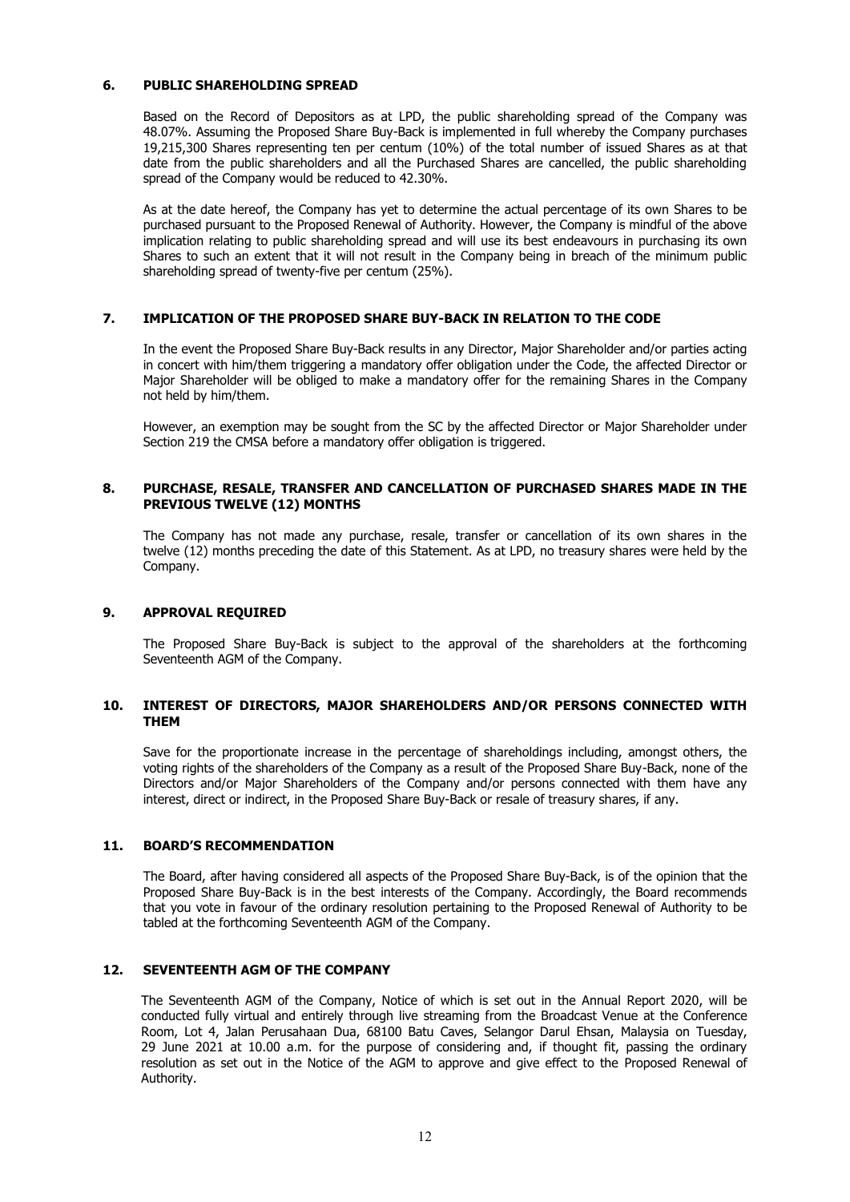## 6. PUBLIC SHAREHOLDING SPREAD

Based on the Record of Depositors as at LPD, the public shareholding spread of the Company was 48.07%. Assuming the Proposed Share Buy-Back is implemented in full whereby the Company purchases 19,215,300 Shares representing ten per centum (10%) of the total number of issued Shares as at that date from the public shareholders and all the Purchased Shares are cancelled, the public shareholding spread of the Company would be reduced to 42.30%.

As at the date hereof, the Company has yet to determine the actual percentage of its own Shares to be purchased pursuant to the Proposed Renewal of Authority. However, the Company is mindful of the above implication relating to public shareholding spread and will use its best endeavours in purchasing its own Shares to such an extent that it will not result in the Company being in breach of the minimum public shareholding spread of twenty-five per centum (25%).

## 7. IMPLICATION OF THE PROPOSED SHARE BUY-BACK IN RELATION TO THE CODE

In the event the Proposed Share Buy-Back results in any Director, Major Shareholder and/or parties acting in concert with him/them triggering a mandatory offer obligation under the Code, the affected Director or Major Shareholder will be obliged to make a mandatory offer for the remaining Shares in the Company not held by him/them.

However, an exemption may be sought from the SC by the affected Director or Major Shareholder under Section 219 the CMSA before a mandatory offer obligation is triggered.

## 8. PURCHASE, RESALE, TRANSFER AND CANCELLATION OF PURCHASED SHARES MADE IN THE PREVIOUS TWELVE (12) MONTHS

The Company has not made any purchase, resale, transfer or cancellation of its own shares in the twelve (12) months preceding the date of this Statement. As at LPD, no treasury shares were held by the Company.

## 9. APPROVAL REQUIRED

The Proposed Share Buy-Back is subject to the approval of the shareholders at the forthcoming Seventeenth AGM of the Company.

## 10. INTEREST OF DIRECTORS, MAJOR SHAREHOLDERS AND/OR PERSONS CONNECTED WITH THEM

Save for the proportionate increase in the percentage of shareholdings including, amongst others, the voting rights of the shareholders of the Company as a result of the Proposed Share Buy-Back, none of the Directors and/or Major Shareholders of the Company and/or persons connected with them have any interest, direct or indirect, in the Proposed Share Buy-Back or resale of treasury shares, if any.

## 11. BOARD'S RECOMMENDATION

The Board, after having considered all aspects of the Proposed Share Buy-Back, is of the opinion that the Proposed Share Buy-Back is in the best interests of the Company. Accordingly, the Board recommends that you vote in favour of the ordinary resolution pertaining to the Proposed Renewal of Authority to be tabled at the forthcoming Seventeenth AGM of the Company.

## 12. SEVENTEENTH AGM OF THE COMPANY

The Seventeenth AGM of the Company, Notice of which is set out in the Annual Report 2020, will be conducted fully virtual and entirely through live streaming from the Broadcast Venue at the Conference Room, Lot 4, Jalan Perusahaan Dua, 68100 Batu Caves, Selangor Darul Ehsan, Malaysia on Tuesday, 29 June 2021 at 10.00 a.m. for the purpose of considering and, if thought fit, passing the ordinary resolution as set out in the Notice of the AGM to approve and give effect to the Proposed Renewal of Authority.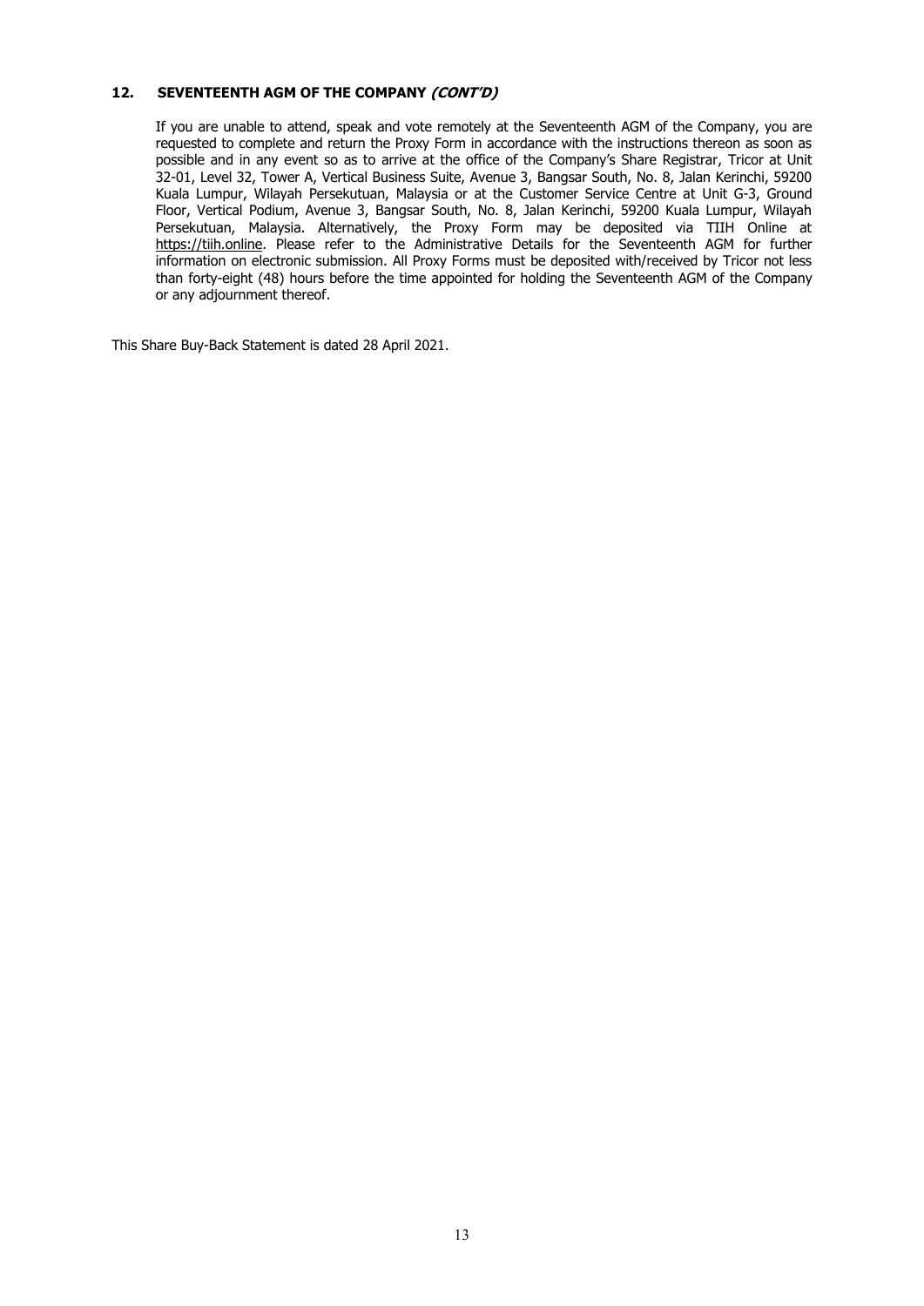## 12. SEVENTEENTH AGM OF THE COMPANY *(CONT'D)*

If you are unable to attend, speak and vote remotely at the Seventeenth AGM of the Company, you are requested to complete and return the Proxy Form in accordance with the instructions thereon as soon as possible and in any event so as to arrive at the office of the Company's Share Registrar, Tricor at Unit 32-01, Level 32, Tower A, Vertical Business Suite, Avenue 3, Bangsar South, No. 8, Jalan Kerinchi, 59200 Kuala Lumpur, Wilayah Persekutuan, Malaysia or at the Customer Service Centre at Unit G-3, Ground Floor, Vertical Podium, Avenue 3, Bangsar South, No. 8, Jalan Kerinchi, 59200 Kuala Lumpur, Wilayah Persekutuan, Malaysia. Alternatively, the Proxy Form may be deposited via TIIH Online at https://tiih.online. Please refer to the Administrative Details for the Seventeenth AGM for further information on electronic submission. All Proxy Forms must be deposited with/received by Tricor not less than forty-eight (48) hours before the time appointed for holding the Seventeenth AGM of the Company or any adjournment thereof.

This Share Buy-Back Statement is dated 28 April 2021.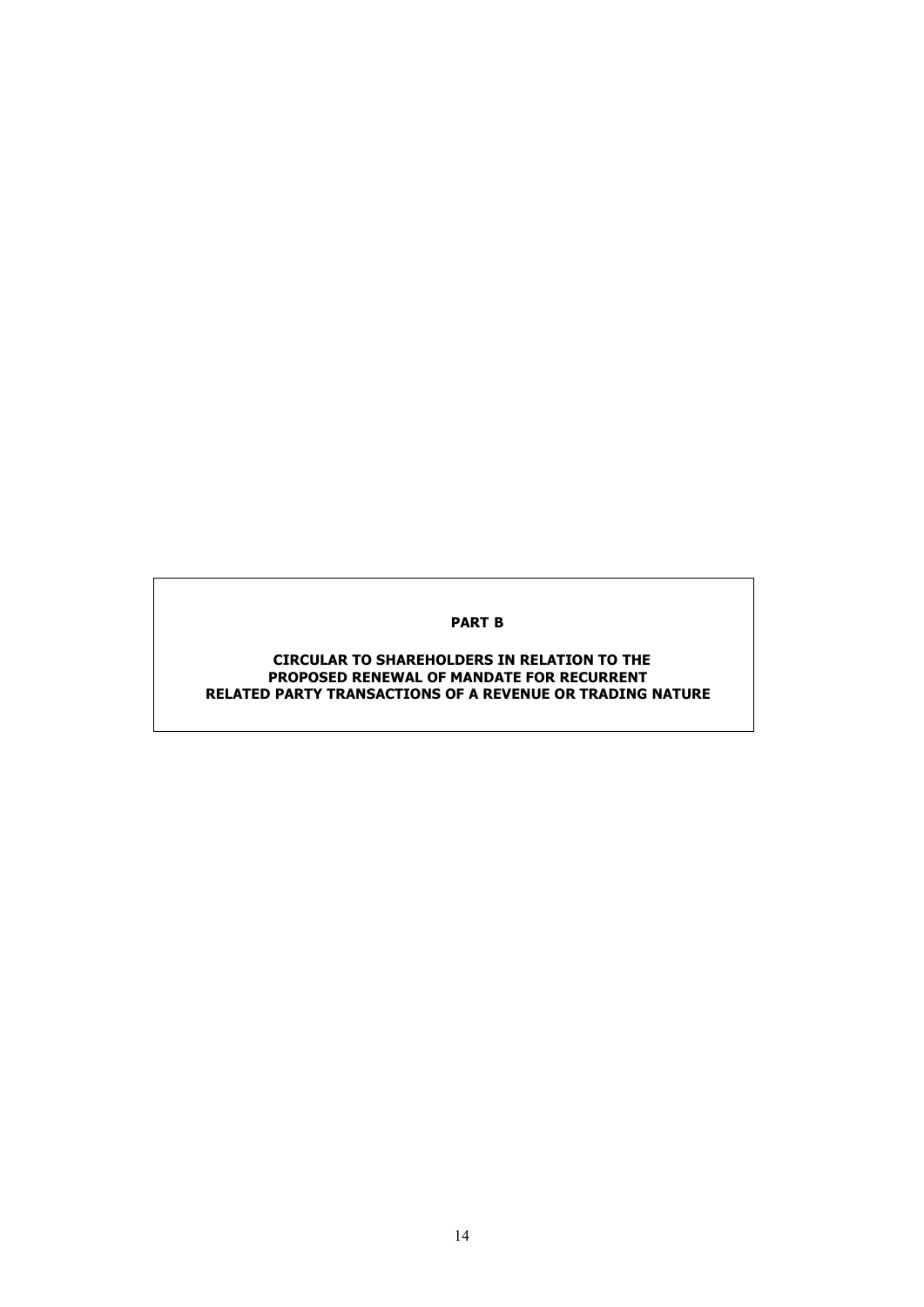# PART B

## CIRCULAR TO SHAREHOLDERS IN RELATION TO THE PROPOSED RENEWAL OF MANDATE FOR RECURRENT RELATED PARTY TRANSACTIONS OF A REVENUE OR TRADING NATURE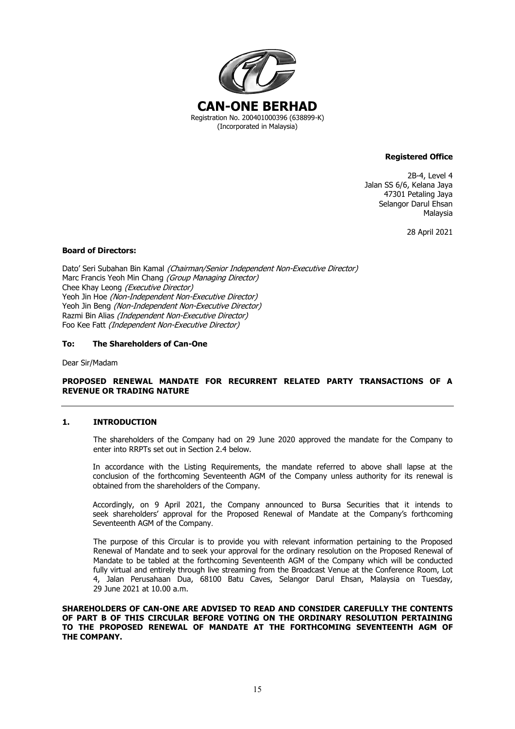# CAN-ONE BERHAD

Registration No. 200401000396 (638899-K)
(Incorporated in Malaysia)

**Registered Office**

2B-4, Level 4
Jalan SS 6/6, Kelana Jaya
47301 Petaling Jaya
Selangor Darul Ehsan
Malaysia

28 April 2021

**Board of Directors:**

Dato' Seri Subahan Bin Kamal *(Chairman/Senior Independent Non-Executive Director)*
Marc Francis Yeoh Min Chang *(Group Managing Director)*
Chee Khay Leong *(Executive Director)*
Yeoh Jin Hoe *(Non-Independent Non-Executive Director)*
Yeoh Jin Beng *(Non-Independent Non-Executive Director)*
Razmi Bin Alias *(Independent Non-Executive Director)*
Foo Kee Fatt *(Independent Non-Executive Director)*

**To: The Shareholders of Can-One**

Dear Sir/Madam

**PROPOSED RENEWAL MANDATE FOR RECURRENT RELATED PARTY TRANSACTIONS OF A REVENUE OR TRADING NATURE**

## 1. INTRODUCTION

The shareholders of the Company had on 29 June 2020 approved the mandate for the Company to enter into RRPTs set out in Section 2.4 below.

In accordance with the Listing Requirements, the mandate referred to above shall lapse at the conclusion of the forthcoming Seventeenth AGM of the Company unless authority for its renewal is obtained from the shareholders of the Company.

Accordingly, on 9 April 2021, the Company announced to Bursa Securities that it intends to seek shareholders' approval for the Proposed Renewal of Mandate at the Company's forthcoming Seventeenth AGM of the Company.

The purpose of this Circular is to provide you with relevant information pertaining to the Proposed Renewal of Mandate and to seek your approval for the ordinary resolution on the Proposed Renewal of Mandate to be tabled at the forthcoming Seventeenth AGM of the Company which will be conducted fully virtual and entirely through live streaming from the Broadcast Venue at the Conference Room, Lot 4, Jalan Perusahaan Dua, 68100 Batu Caves, Selangor Darul Ehsan, Malaysia on Tuesday, 29 June 2021 at 10.00 a.m.

**SHAREHOLDERS OF CAN-ONE ARE ADVISED TO READ AND CONSIDER CAREFULLY THE CONTENTS OF PART B OF THIS CIRCULAR BEFORE VOTING ON THE ORDINARY RESOLUTION PERTAINING TO THE PROPOSED RENEWAL OF MANDATE AT THE FORTHCOMING SEVENTEENTH AGM OF THE COMPANY.**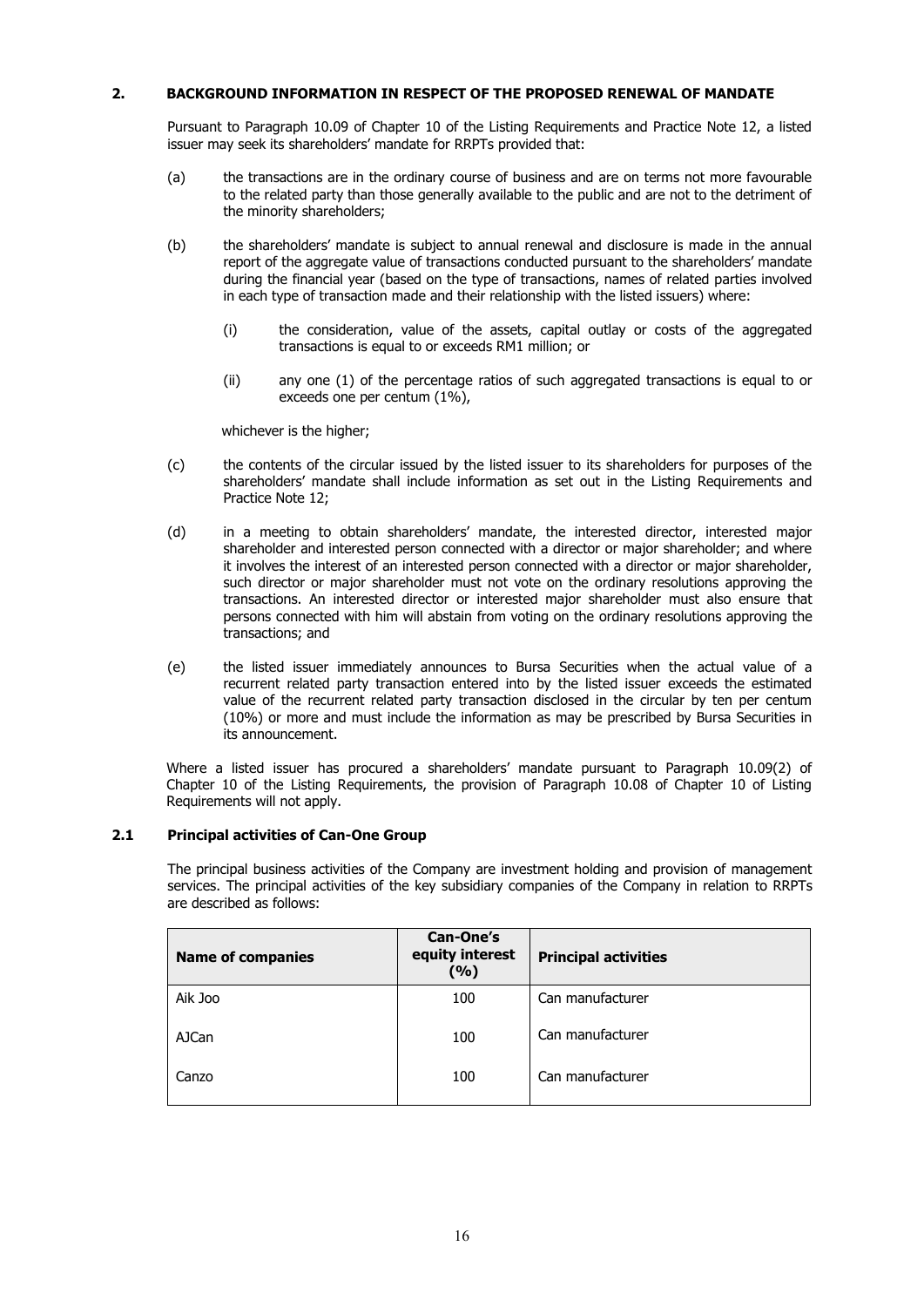## 2. BACKGROUND INFORMATION IN RESPECT OF THE PROPOSED RENEWAL OF MANDATE

Pursuant to Paragraph 10.09 of Chapter 10 of the Listing Requirements and Practice Note 12, a listed issuer may seek its shareholders' mandate for RRPTs provided that:

(a) the transactions are in the ordinary course of business and are on terms not more favourable to the related party than those generally available to the public and are not to the detriment of the minority shareholders;

(b) the shareholders' mandate is subject to annual renewal and disclosure is made in the annual report of the aggregate value of transactions conducted pursuant to the shareholders' mandate during the financial year (based on the type of transactions, names of related parties involved in each type of transaction made and their relationship with the listed issuers) where:

  (i) the consideration, value of the assets, capital outlay or costs of the aggregated transactions is equal to or exceeds RM1 million; or

  (ii) any one (1) of the percentage ratios of such aggregated transactions is equal to or exceeds one per centum (1%),

  whichever is the higher;

(c) the contents of the circular issued by the listed issuer to its shareholders for purposes of the shareholders' mandate shall include information as set out in the Listing Requirements and Practice Note 12;

(d) in a meeting to obtain shareholders' mandate, the interested director, interested major shareholder and interested person connected with a director or major shareholder; and where it involves the interest of an interested person connected with a director or major shareholder, such director or major shareholder must not vote on the ordinary resolutions approving the transactions. An interested director or interested major shareholder must also ensure that persons connected with him will abstain from voting on the ordinary resolutions approving the transactions; and

(e) the listed issuer immediately announces to Bursa Securities when the actual value of a recurrent related party transaction entered into by the listed issuer exceeds the estimated value of the recurrent related party transaction disclosed in the circular by ten per centum (10%) or more and must include the information as may be prescribed by Bursa Securities in its announcement.

Where a listed issuer has procured a shareholders' mandate pursuant to Paragraph 10.09(2) of Chapter 10 of the Listing Requirements, the provision of Paragraph 10.08 of Chapter 10 of Listing Requirements will not apply.

### 2.1 Principal activities of Can-One Group

The principal business activities of the Company are investment holding and provision of management services. The principal activities of the key subsidiary companies of the Company in relation to RRPTs are described as follows:

| Name of companies | Can-One's equity interest (%) | Principal activities |
|---|---|---|
| Aik Joo | 100 | Can manufacturer |
| AJCan | 100 | Can manufacturer |
| Canzo | 100 | Can manufacturer |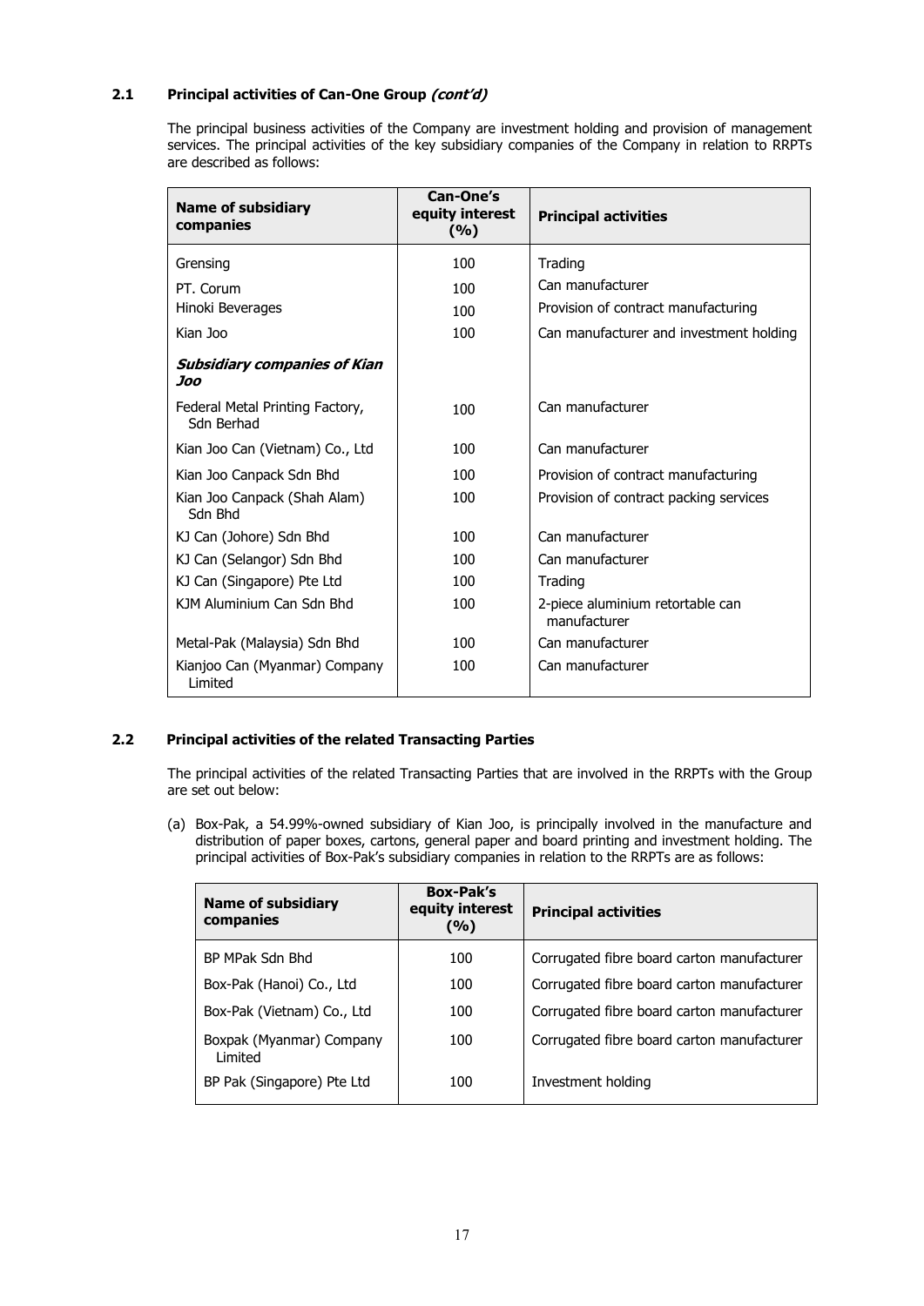### 2.1 Principal activities of Can-One Group *(cont'd)*

The principal business activities of the Company are investment holding and provision of management services. The principal activities of the key subsidiary companies of the Company in relation to RRPTs are described as follows:

| Name of subsidiary companies | Can-One's equity interest (%) | Principal activities |
|---|---|---|
| Grensing | 100 | Trading |
| PT. Corum | 100 | Can manufacturer |
| Hinoki Beverages | 100 | Provision of contract manufacturing |
| Kian Joo | 100 | Can manufacturer and investment holding |
| ***Subsidiary companies of Kian Joo*** | | |
| Federal Metal Printing Factory, Sdn Berhad | 100 | Can manufacturer |
| Kian Joo Can (Vietnam) Co., Ltd | 100 | Can manufacturer |
| Kian Joo Canpack Sdn Bhd | 100 | Provision of contract manufacturing |
| Kian Joo Canpack (Shah Alam) Sdn Bhd | 100 | Provision of contract packing services |
| KJ Can (Johore) Sdn Bhd | 100 | Can manufacturer |
| KJ Can (Selangor) Sdn Bhd | 100 | Can manufacturer |
| KJ Can (Singapore) Pte Ltd | 100 | Trading |
| KJM Aluminium Can Sdn Bhd | 100 | 2-piece aluminium retortable can manufacturer |
| Metal-Pak (Malaysia) Sdn Bhd | 100 | Can manufacturer |
| Kianjoo Can (Myanmar) Company Limited | 100 | Can manufacturer |

### 2.2 Principal activities of the related Transacting Parties

The principal activities of the related Transacting Parties that are involved in the RRPTs with the Group are set out below:

(a) Box-Pak, a 54.99%-owned subsidiary of Kian Joo, is principally involved in the manufacture and distribution of paper boxes, cartons, general paper and board printing and investment holding. The principal activities of Box-Pak's subsidiary companies in relation to the RRPTs are as follows:

| Name of subsidiary companies | Box-Pak's equity interest (%) | Principal activities |
|---|---|---|
| BP MPak Sdn Bhd | 100 | Corrugated fibre board carton manufacturer |
| Box-Pak (Hanoi) Co., Ltd | 100 | Corrugated fibre board carton manufacturer |
| Box-Pak (Vietnam) Co., Ltd | 100 | Corrugated fibre board carton manufacturer |
| Boxpak (Myanmar) Company Limited | 100 | Corrugated fibre board carton manufacturer |
| BP Pak (Singapore) Pte Ltd | 100 | Investment holding |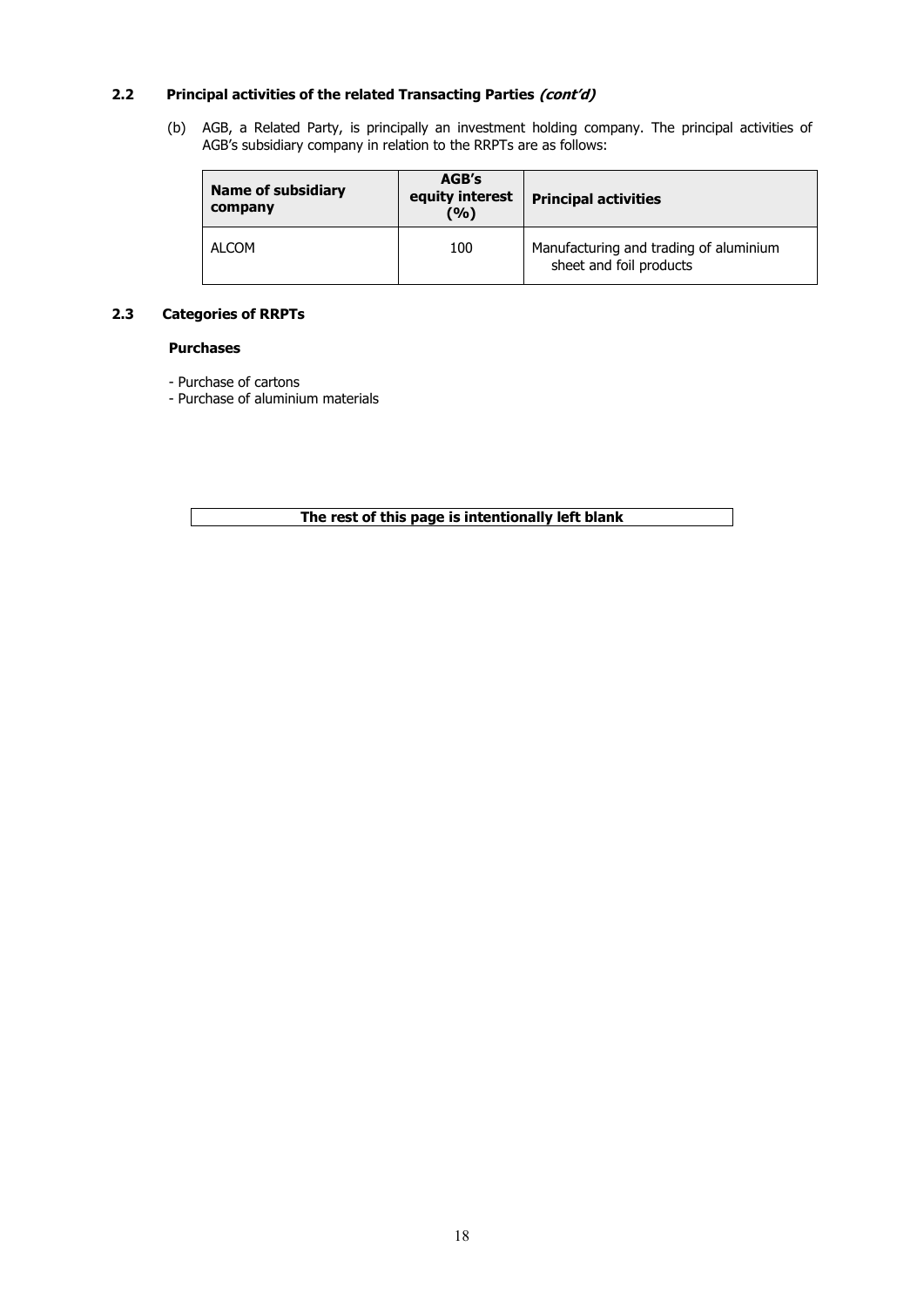### 2.2 Principal activities of the related Transacting Parties *(cont'd)*

(b) AGB, a Related Party, is principally an investment holding company. The principal activities of AGB's subsidiary company in relation to the RRPTs are as follows:

| Name of subsidiary company | AGB's equity interest (%) | Principal activities |
|---|---|---|
| ALCOM | 100 | Manufacturing and trading of aluminium sheet and foil products |

### 2.3 Categories of RRPTs

**Purchases**

- Purchase of cartons
- Purchase of aluminium materials

**The rest of this page is intentionally left blank**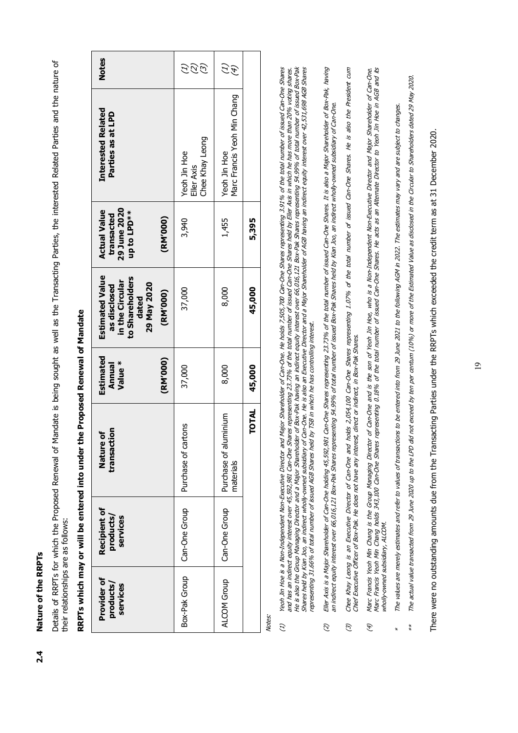## 2.4 Nature of the RRPTs

Details of RRPTs for which the Proposed Renewal of Mandate is being sought as well as the Transacting Parties, the interested Related Parties and the nature of their relationships are as follows:

### RRPTs which may or will be entered into under the Proposed Renewal of Mandate

| Provider of products/ services | Recipient of products/ services | Nature of transaction | Estimated Annual Value * (RM'000) | Estimated Value as disclosed in the Circular to Shareholders dated 29 May 2020 (RM'000) | Actual Value transacted 29 June 2020 up to LPD** (RM'000) | Interested Related Parties as at LPD | Notes |
|---|---|---|---|---|---|---|---|
| Box-Pak Group | Can-One Group | Purchase of cartons | 37,000 | 37,000 | 3,940 | Yeoh Jin Hoe<br>Eller Axis<br>Chee Khay Leong | (1)<br>(2)<br>(3) |
| ALCOM Group | Can-One Group | Purchase of aluminium materials | 8,000 | 8,000 | 1,455 | Yeoh Jin Hoe<br>Marc Francis Yeoh Min Chang | (1)<br>(4) |
| | | **TOTAL** | **45,000** | **45,000** | **5,395** | | |

*Notes:*

*(1) Yeoh Jin Hoe is a Non-Independent Non-Executive Director and Major Shareholder of Can-One. He holds 7,505,700 Can-One Shares representing 3.91% of the total number of issued Can-One Shares and has an indirect equity interest over 45,592,981 Can-One Shares representing 23.73% of the total number of issued Can-One Shares held by Eller Axis in which he has more than 20% voting shares. He is also the Group Managing Director and a Major Shareholder of Box-Pak having an indirect equity interest over 66,016,121 Box-Pak Shares representing 54.99% of total number of issued Box-Pak Shares held by Kian Joo, an indirect wholly-owned subsidiary of Can-One. He is also an Executive Director and a Major Shareholder of AGB having an indirect equity interest over 42,531,698 AGB Shares representing 31.66% of total number of issued AGB Shares held by TSB in which he has controlling interest.*

*(2) Eller Axis is a Major Shareholder of Can-One holding 45,592,981 Can-One Shares representing 23.73% of the total number of issued Can-One Shares. It is also a Major Shareholder of Box-Pak, having an indirect equity interest over 66,016,121 Box-Pak Shares representing 54.99% of total number of issued Box-Pak Shares held by Kian Joo, an indirect wholly-owned subsidiary of Can-One.*

*(3) Chee Khay Leong is an Executive Director of Can-One and holds 2,054,100 Can-One Shares representing 1.07% of the total number of issued Can-One Shares. He is also the President cum Chief Executive Officer of Box-Pak. He does not have any interest, direct or indirect, in Box-Pak Shares.*

*(4) Marc Francis Yeoh Min Chang is the Group Managing Director of Can-One and is the son of Yeoh Jin Hoe, who is a Non-Independent Non-Executive Director and Major Shareholder of Can-One. Marc Francis Yeoh Min Chang holds 343,100 Can-One Shares representing 0.18% of the total number of issued Can-One Shares. He acts as an Alternate Director to Yeoh Jin Hoe in AGB and its wholly-owned subsidiary, ALCOM.*

*\* The values are merely estimates and refer to values of transactions to be entered into from 29 June 2021 to the following AGM in 2022. The estimates may vary and are subject to changes.*

*\*\* The actual value transacted from 29 June 2020 up to the LPD did not exceed by ten per centum (10%) or more of the Estimated Value as disclosed in the Circular to Shareholders dated 29 May 2020.*

There were no outstanding amounts due from the Transacting Parties under the RRPTs which exceeded the credit term as at 31 December 2020.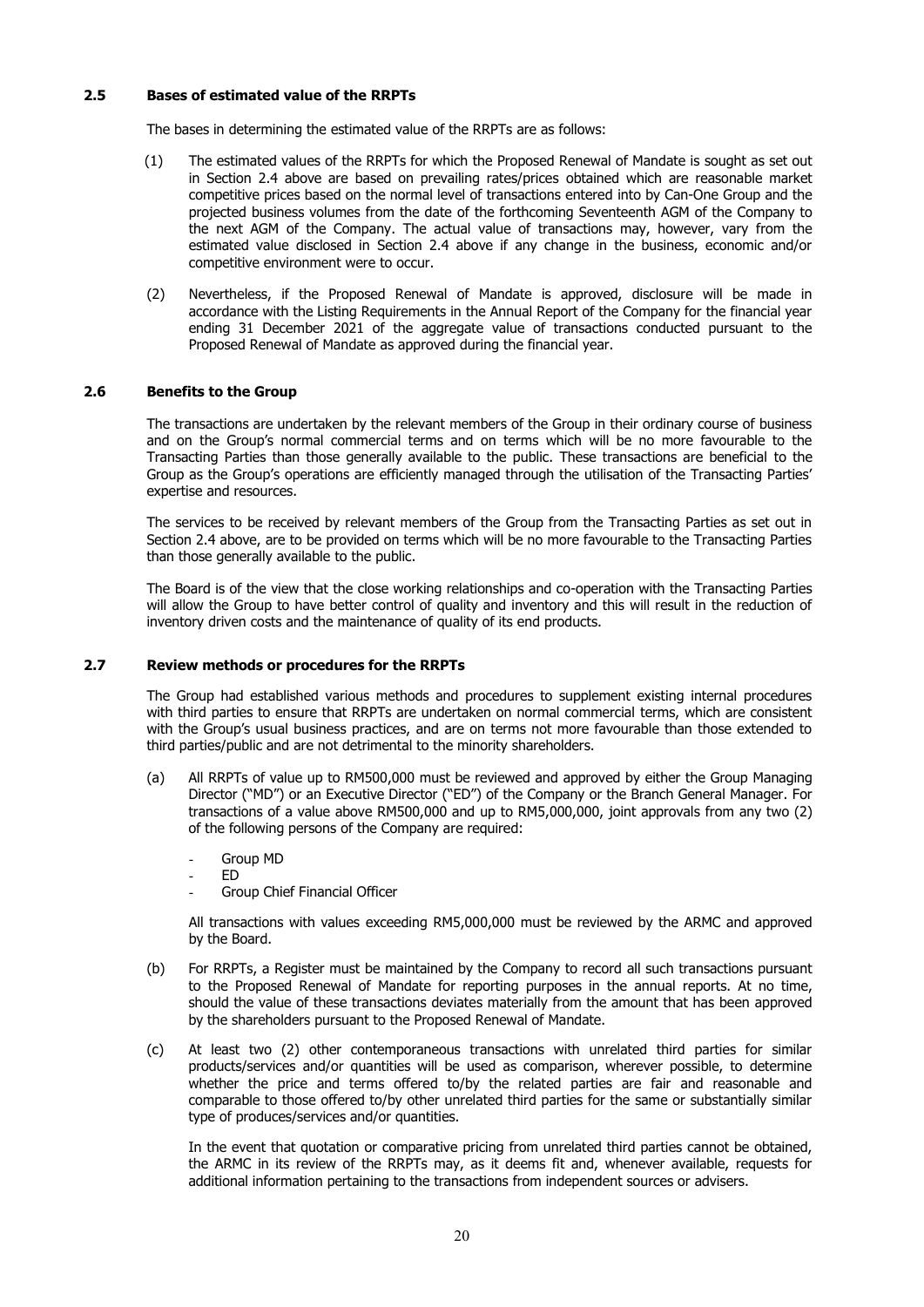### 2.5 Bases of estimated value of the RRPTs

The bases in determining the estimated value of the RRPTs are as follows:

(1) The estimated values of the RRPTs for which the Proposed Renewal of Mandate is sought as set out in Section 2.4 above are based on prevailing rates/prices obtained which are reasonable market competitive prices based on the normal level of transactions entered into by Can-One Group and the projected business volumes from the date of the forthcoming Seventeenth AGM of the Company to the next AGM of the Company. The actual value of transactions may, however, vary from the estimated value disclosed in Section 2.4 above if any change in the business, economic and/or competitive environment were to occur.

(2) Nevertheless, if the Proposed Renewal of Mandate is approved, disclosure will be made in accordance with the Listing Requirements in the Annual Report of the Company for the financial year ending 31 December 2021 of the aggregate value of transactions conducted pursuant to the Proposed Renewal of Mandate as approved during the financial year.

### 2.6 Benefits to the Group

The transactions are undertaken by the relevant members of the Group in their ordinary course of business and on the Group's normal commercial terms and on terms which will be no more favourable to the Transacting Parties than those generally available to the public. These transactions are beneficial to the Group as the Group's operations are efficiently managed through the utilisation of the Transacting Parties' expertise and resources.

The services to be received by relevant members of the Group from the Transacting Parties as set out in Section 2.4 above, are to be provided on terms which will be no more favourable to the Transacting Parties than those generally available to the public.

The Board is of the view that the close working relationships and co-operation with the Transacting Parties will allow the Group to have better control of quality and inventory and this will result in the reduction of inventory driven costs and the maintenance of quality of its end products.

### 2.7 Review methods or procedures for the RRPTs

The Group had established various methods and procedures to supplement existing internal procedures with third parties to ensure that RRPTs are undertaken on normal commercial terms, which are consistent with the Group's usual business practices, and are on terms not more favourable than those extended to third parties/public and are not detrimental to the minority shareholders.

(a) All RRPTs of value up to RM500,000 must be reviewed and approved by either the Group Managing Director ("MD") or an Executive Director ("ED") of the Company or the Branch General Manager. For transactions of a value above RM500,000 and up to RM5,000,000, joint approvals from any two (2) of the following persons of the Company are required:

- Group MD
- ED
- Group Chief Financial Officer

All transactions with values exceeding RM5,000,000 must be reviewed by the ARMC and approved by the Board.

(b) For RRPTs, a Register must be maintained by the Company to record all such transactions pursuant to the Proposed Renewal of Mandate for reporting purposes in the annual reports. At no time, should the value of these transactions deviates materially from the amount that has been approved by the shareholders pursuant to the Proposed Renewal of Mandate.

(c) At least two (2) other contemporaneous transactions with unrelated third parties for similar products/services and/or quantities will be used as comparison, wherever possible, to determine whether the price and terms offered to/by the related parties are fair and reasonable and comparable to those offered to/by other unrelated third parties for the same or substantially similar type of produces/services and/or quantities.

In the event that quotation or comparative pricing from unrelated third parties cannot be obtained, the ARMC in its review of the RRPTs may, as it deems fit and, whenever available, requests for additional information pertaining to the transactions from independent sources or advisers.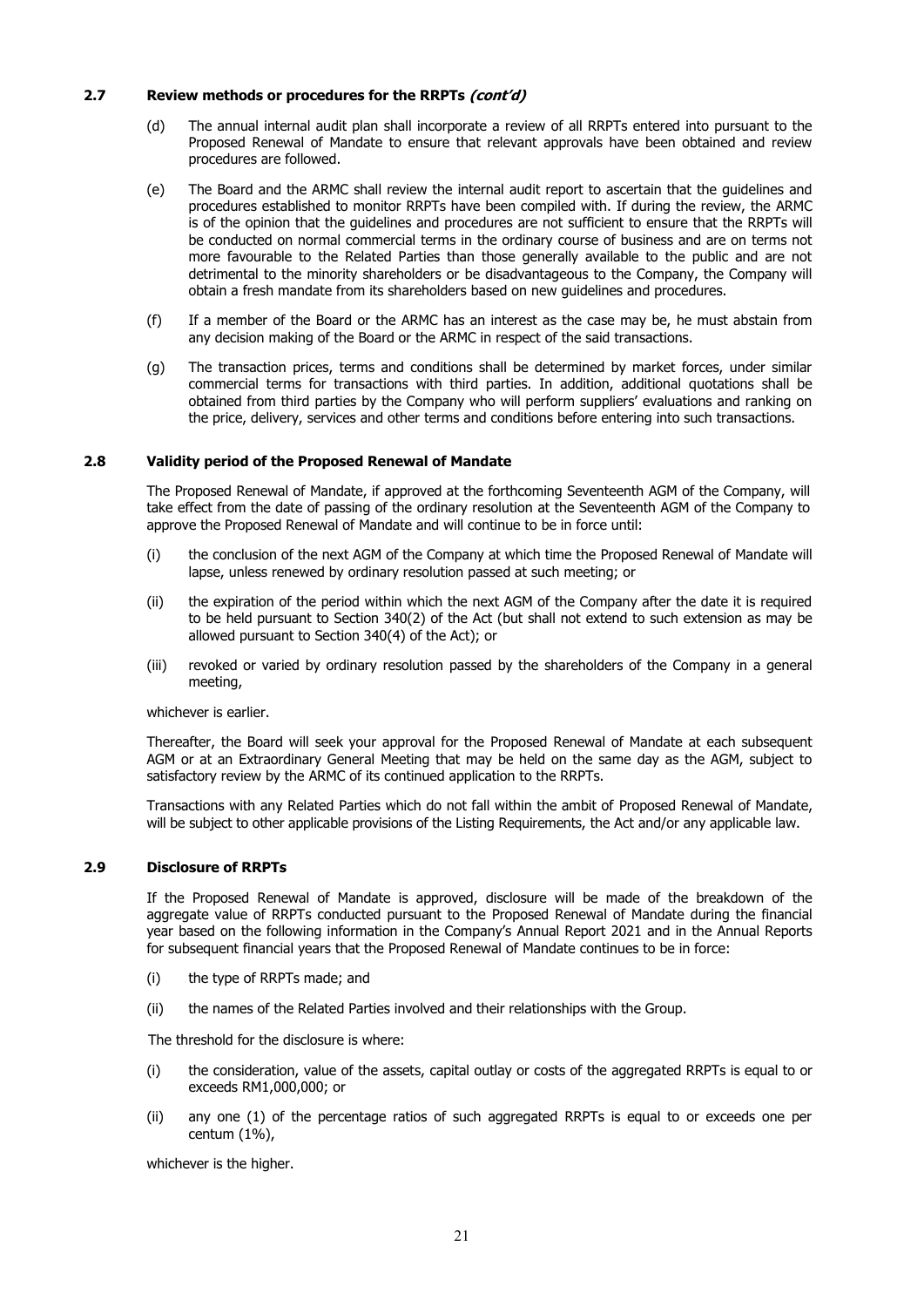### 2.7 Review methods or procedures for the RRPTs *(cont'd)*

(d) The annual internal audit plan shall incorporate a review of all RRPTs entered into pursuant to the Proposed Renewal of Mandate to ensure that relevant approvals have been obtained and review procedures are followed.

(e) The Board and the ARMC shall review the internal audit report to ascertain that the guidelines and procedures established to monitor RRPTs have been compiled with. If during the review, the ARMC is of the opinion that the guidelines and procedures are not sufficient to ensure that the RRPTs will be conducted on normal commercial terms in the ordinary course of business and are on terms not more favourable to the Related Parties than those generally available to the public and are not detrimental to the minority shareholders or be disadvantageous to the Company, the Company will obtain a fresh mandate from its shareholders based on new guidelines and procedures.

(f) If a member of the Board or the ARMC has an interest as the case may be, he must abstain from any decision making of the Board or the ARMC in respect of the said transactions.

(g) The transaction prices, terms and conditions shall be determined by market forces, under similar commercial terms for transactions with third parties. In addition, additional quotations shall be obtained from third parties by the Company who will perform suppliers' evaluations and ranking on the price, delivery, services and other terms and conditions before entering into such transactions.

### 2.8 Validity period of the Proposed Renewal of Mandate

The Proposed Renewal of Mandate, if approved at the forthcoming Seventeenth AGM of the Company, will take effect from the date of passing of the ordinary resolution at the Seventeenth AGM of the Company to approve the Proposed Renewal of Mandate and will continue to be in force until:

(i) the conclusion of the next AGM of the Company at which time the Proposed Renewal of Mandate will lapse, unless renewed by ordinary resolution passed at such meeting; or

(ii) the expiration of the period within which the next AGM of the Company after the date it is required to be held pursuant to Section 340(2) of the Act (but shall not extend to such extension as may be allowed pursuant to Section 340(4) of the Act); or

(iii) revoked or varied by ordinary resolution passed by the shareholders of the Company in a general meeting,

whichever is earlier.

Thereafter, the Board will seek your approval for the Proposed Renewal of Mandate at each subsequent AGM or at an Extraordinary General Meeting that may be held on the same day as the AGM, subject to satisfactory review by the ARMC of its continued application to the RRPTs.

Transactions with any Related Parties which do not fall within the ambit of Proposed Renewal of Mandate, will be subject to other applicable provisions of the Listing Requirements, the Act and/or any applicable law.

### 2.9 Disclosure of RRPTs

If the Proposed Renewal of Mandate is approved, disclosure will be made of the breakdown of the aggregate value of RRPTs conducted pursuant to the Proposed Renewal of Mandate during the financial year based on the following information in the Company's Annual Report 2021 and in the Annual Reports for subsequent financial years that the Proposed Renewal of Mandate continues to be in force:

(i) the type of RRPTs made; and

(ii) the names of the Related Parties involved and their relationships with the Group.

The threshold for the disclosure is where:

(i) the consideration, value of the assets, capital outlay or costs of the aggregated RRPTs is equal to or exceeds RM1,000,000; or

(ii) any one (1) of the percentage ratios of such aggregated RRPTs is equal to or exceeds one per centum (1%),

whichever is the higher.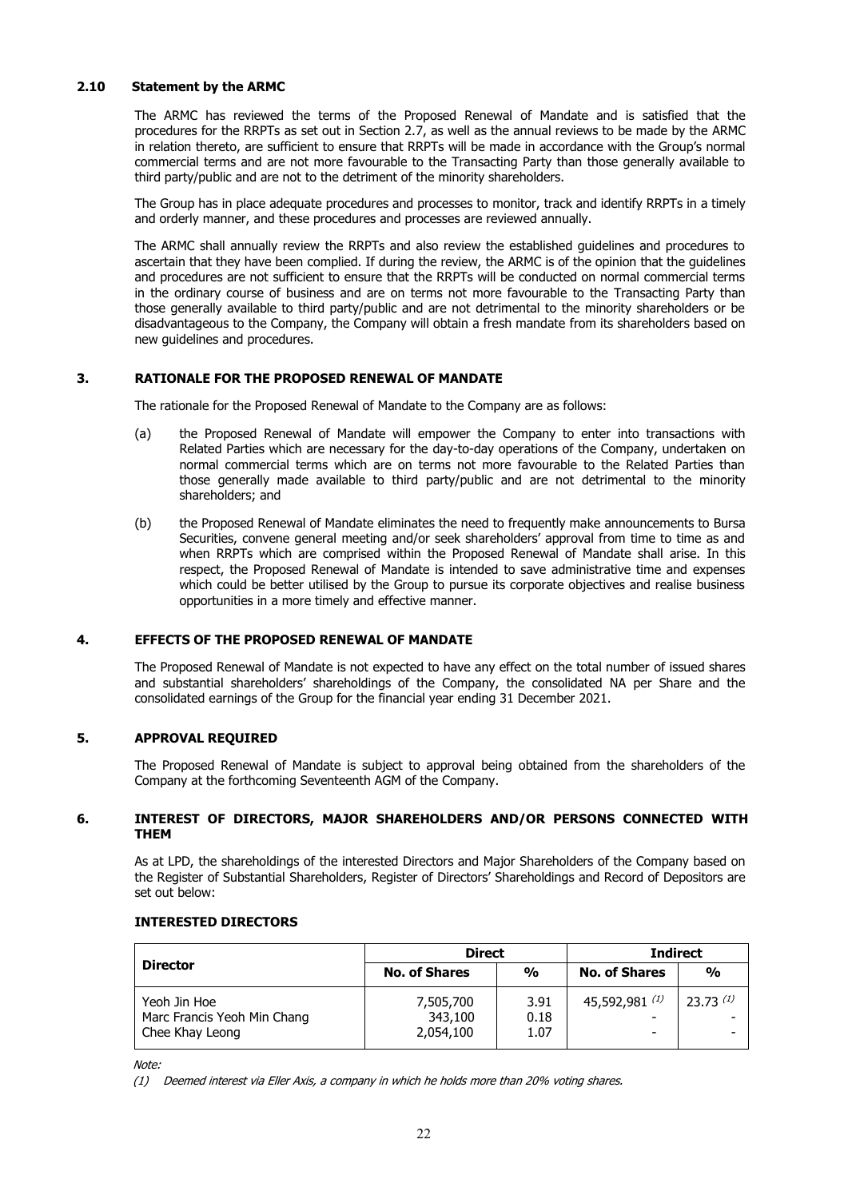### 2.10 Statement by the ARMC

The ARMC has reviewed the terms of the Proposed Renewal of Mandate and is satisfied that the procedures for the RRPTs as set out in Section 2.7, as well as the annual reviews to be made by the ARMC in relation thereto, are sufficient to ensure that RRPTs will be made in accordance with the Group's normal commercial terms and are not more favourable to the Transacting Party than those generally available to third party/public and are not to the detriment of the minority shareholders.

The Group has in place adequate procedures and processes to monitor, track and identify RRPTs in a timely and orderly manner, and these procedures and processes are reviewed annually.

The ARMC shall annually review the RRPTs and also review the established guidelines and procedures to ascertain that they have been complied. If during the review, the ARMC is of the opinion that the guidelines and procedures are not sufficient to ensure that the RRPTs will be conducted on normal commercial terms in the ordinary course of business and are on terms not more favourable to the Transacting Party than those generally available to third party/public and are not detrimental to the minority shareholders or be disadvantageous to the Company, the Company will obtain a fresh mandate from its shareholders based on new guidelines and procedures.

## 3. RATIONALE FOR THE PROPOSED RENEWAL OF MANDATE

The rationale for the Proposed Renewal of Mandate to the Company are as follows:

(a) the Proposed Renewal of Mandate will empower the Company to enter into transactions with Related Parties which are necessary for the day-to-day operations of the Company, undertaken on normal commercial terms which are on terms not more favourable to the Related Parties than those generally made available to third party/public and are not detrimental to the minority shareholders; and

(b) the Proposed Renewal of Mandate eliminates the need to frequently make announcements to Bursa Securities, convene general meeting and/or seek shareholders' approval from time to time as and when RRPTs which are comprised within the Proposed Renewal of Mandate shall arise. In this respect, the Proposed Renewal of Mandate is intended to save administrative time and expenses which could be better utilised by the Group to pursue its corporate objectives and realise business opportunities in a more timely and effective manner.

## 4. EFFECTS OF THE PROPOSED RENEWAL OF MANDATE

The Proposed Renewal of Mandate is not expected to have any effect on the total number of issued shares and substantial shareholders' shareholdings of the Company, the consolidated NA per Share and the consolidated earnings of the Group for the financial year ending 31 December 2021.

## 5. APPROVAL REQUIRED

The Proposed Renewal of Mandate is subject to approval being obtained from the shareholders of the Company at the forthcoming Seventeenth AGM of the Company.

## 6. INTEREST OF DIRECTORS, MAJOR SHAREHOLDERS AND/OR PERSONS CONNECTED WITH THEM

As at LPD, the shareholdings of the interested Directors and Major Shareholders of the Company based on the Register of Substantial Shareholders, Register of Directors' Shareholdings and Record of Depositors are set out below:

**INTERESTED DIRECTORS**

| Director | Direct | | Indirect | |
|---|---|---|---|---|
| | No. of Shares | % | No. of Shares | % |
| Yeoh Jin Hoe | 7,505,700 | 3.91 | 45,592,981 (1) | 23.73 (1) |
| Marc Francis Yeoh Min Chang | 343,100 | 0.18 | - | - |
| Chee Khay Leong | 2,054,100 | 1.07 | - | - |

*Note:*

*(1) Deemed interest via Eller Axis, a company in which he holds more than 20% voting shares.*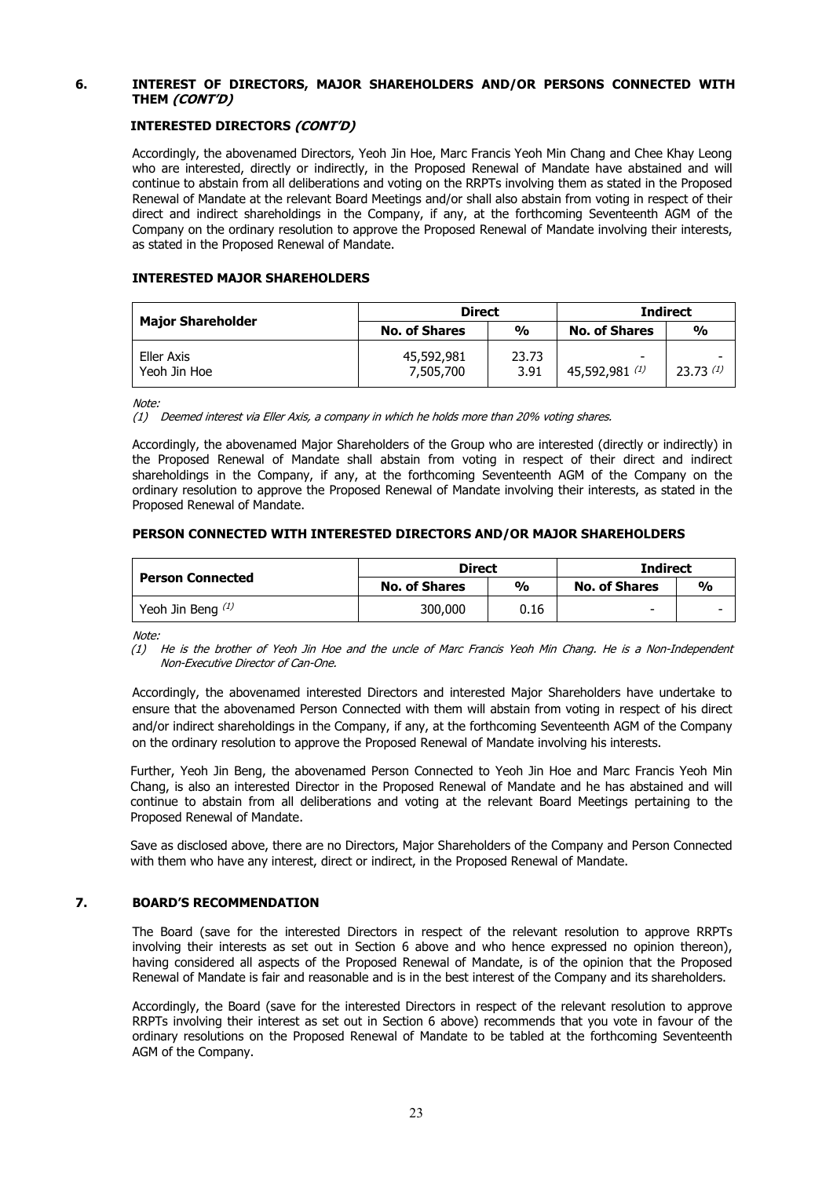## 6. INTEREST OF DIRECTORS, MAJOR SHAREHOLDERS AND/OR PERSONS CONNECTED WITH THEM *(CONT'D)*

### INTERESTED DIRECTORS *(CONT'D)*

Accordingly, the abovenamed Directors, Yeoh Jin Hoe, Marc Francis Yeoh Min Chang and Chee Khay Leong who are interested, directly or indirectly, in the Proposed Renewal of Mandate have abstained and will continue to abstain from all deliberations and voting on the RRPTs involving them as stated in the Proposed Renewal of Mandate at the relevant Board Meetings and/or shall also abstain from voting in respect of their direct and indirect shareholdings in the Company, if any, at the forthcoming Seventeenth AGM of the Company on the ordinary resolution to approve the Proposed Renewal of Mandate involving their interests, as stated in the Proposed Renewal of Mandate.

### INTERESTED MAJOR SHAREHOLDERS

| Major Shareholder | Direct | | Indirect | |
|---|---|---|---|---|
| | No. of Shares | % | No. of Shares | % |
| Eller Axis | 45,592,981 | 23.73 | - | - |
| Yeoh Jin Hoe | 7,505,700 | 3.91 | 45,592,981 [(1)] | 23.73 [(1)] |

*Note:*

*(1) Deemed interest via Eller Axis, a company in which he holds more than 20% voting shares.*

Accordingly, the abovenamed Major Shareholders of the Group who are interested (directly or indirectly) in the Proposed Renewal of Mandate shall abstain from voting in respect of their direct and indirect shareholdings in the Company, if any, at the forthcoming Seventeenth AGM of the Company on the ordinary resolution to approve the Proposed Renewal of Mandate involving their interests, as stated in the Proposed Renewal of Mandate.

### PERSON CONNECTED WITH INTERESTED DIRECTORS AND/OR MAJOR SHAREHOLDERS

| Person Connected | Direct | | Indirect | |
|---|---|---|---|---|
| | No. of Shares | % | No. of Shares | % |
| Yeoh Jin Beng [(1)] | 300,000 | 0.16 | - | - |

*Note:*

*(1) He is the brother of Yeoh Jin Hoe and the uncle of Marc Francis Yeoh Min Chang. He is a Non-Independent Non-Executive Director of Can-One.*

Accordingly, the abovenamed interested Directors and interested Major Shareholders have undertake to ensure that the abovenamed Person Connected with them will abstain from voting in respect of his direct and/or indirect shareholdings in the Company, if any, at the forthcoming Seventeenth AGM of the Company on the ordinary resolution to approve the Proposed Renewal of Mandate involving his interests.

Further, Yeoh Jin Beng, the abovenamed Person Connected to Yeoh Jin Hoe and Marc Francis Yeoh Min Chang, is also an interested Director in the Proposed Renewal of Mandate and he has abstained and will continue to abstain from all deliberations and voting at the relevant Board Meetings pertaining to the Proposed Renewal of Mandate.

Save as disclosed above, there are no Directors, Major Shareholders of the Company and Person Connected with them who have any interest, direct or indirect, in the Proposed Renewal of Mandate.

## 7. BOARD'S RECOMMENDATION

The Board (save for the interested Directors in respect of the relevant resolution to approve RRPTs involving their interests as set out in Section 6 above and who hence expressed no opinion thereon), having considered all aspects of the Proposed Renewal of Mandate, is of the opinion that the Proposed Renewal of Mandate is fair and reasonable and is in the best interest of the Company and its shareholders.

Accordingly, the Board (save for the interested Directors in respect of the relevant resolution to approve RRPTs involving their interest as set out in Section 6 above) recommends that you vote in favour of the ordinary resolutions on the Proposed Renewal of Mandate to be tabled at the forthcoming Seventeenth AGM of the Company.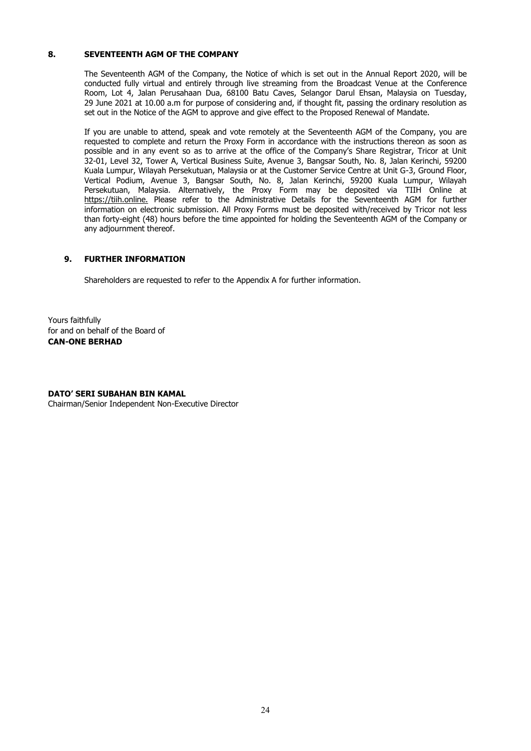## 8. SEVENTEENTH AGM OF THE COMPANY

The Seventeenth AGM of the Company, the Notice of which is set out in the Annual Report 2020, will be conducted fully virtual and entirely through live streaming from the Broadcast Venue at the Conference Room, Lot 4, Jalan Perusahaan Dua, 68100 Batu Caves, Selangor Darul Ehsan, Malaysia on Tuesday, 29 June 2021 at 10.00 a.m for purpose of considering and, if thought fit, passing the ordinary resolution as set out in the Notice of the AGM to approve and give effect to the Proposed Renewal of Mandate.

If you are unable to attend, speak and vote remotely at the Seventeenth AGM of the Company, you are requested to complete and return the Proxy Form in accordance with the instructions thereon as soon as possible and in any event so as to arrive at the office of the Company's Share Registrar, Tricor at Unit 32-01, Level 32, Tower A, Vertical Business Suite, Avenue 3, Bangsar South, No. 8, Jalan Kerinchi, 59200 Kuala Lumpur, Wilayah Persekutuan, Malaysia or at the Customer Service Centre at Unit G-3, Ground Floor, Vertical Podium, Avenue 3, Bangsar South, No. 8, Jalan Kerinchi, 59200 Kuala Lumpur, Wilayah Persekutuan, Malaysia. Alternatively, the Proxy Form may be deposited via TIIH Online at https://tiih.online. Please refer to the Administrative Details for the Seventeenth AGM for further information on electronic submission. All Proxy Forms must be deposited with/received by Tricor not less than forty-eight (48) hours before the time appointed for holding the Seventeenth AGM of the Company or any adjournment thereof.

## 9. FURTHER INFORMATION

Shareholders are requested to refer to the Appendix A for further information.

Yours faithfully
for and on behalf of the Board of
**CAN-ONE BERHAD**

**DATO' SERI SUBAHAN BIN KAMAL**
Chairman/Senior Independent Non-Executive Director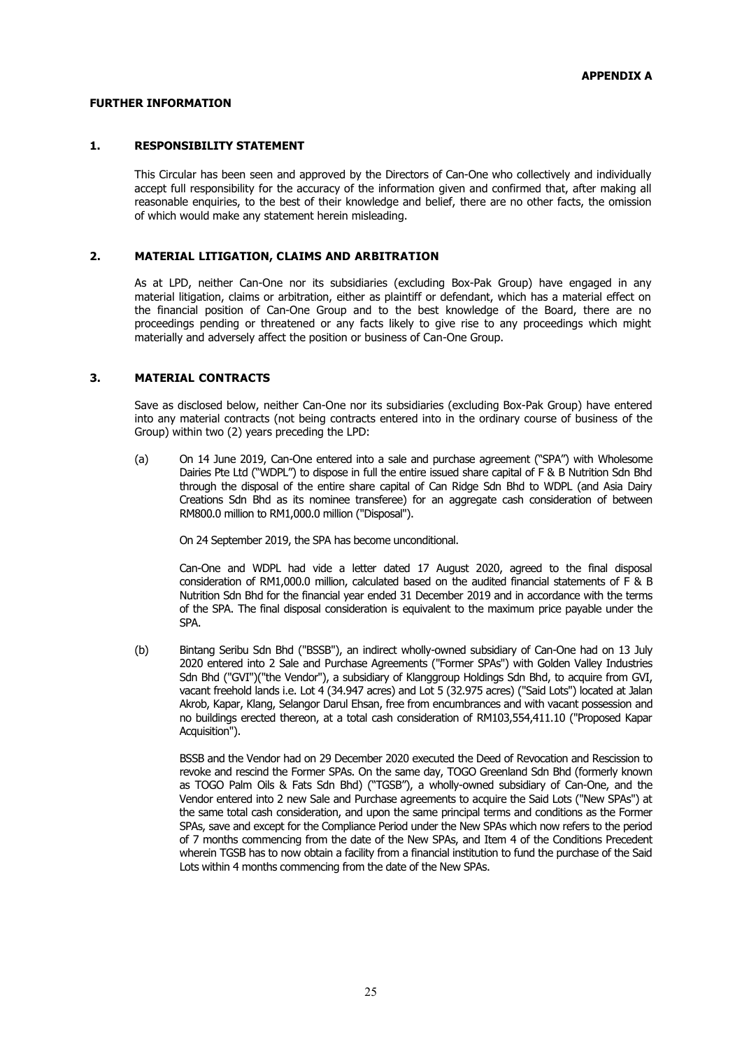**APPENDIX A**

**FURTHER INFORMATION**

## 1. RESPONSIBILITY STATEMENT

This Circular has been seen and approved by the Directors of Can-One who collectively and individually accept full responsibility for the accuracy of the information given and confirmed that, after making all reasonable enquiries, to the best of their knowledge and belief, there are no other facts, the omission of which would make any statement herein misleading.

## 2. MATERIAL LITIGATION, CLAIMS AND ARBITRATION

As at LPD, neither Can-One nor its subsidiaries (excluding Box-Pak Group) have engaged in any material litigation, claims or arbitration, either as plaintiff or defendant, which has a material effect on the financial position of Can-One Group and to the best knowledge of the Board, there are no proceedings pending or threatened or any facts likely to give rise to any proceedings which might materially and adversely affect the position or business of Can-One Group.

## 3. MATERIAL CONTRACTS

Save as disclosed below, neither Can-One nor its subsidiaries (excluding Box-Pak Group) have entered into any material contracts (not being contracts entered into in the ordinary course of business of the Group) within two (2) years preceding the LPD:

(a) On 14 June 2019, Can-One entered into a sale and purchase agreement ("SPA") with Wholesome Dairies Pte Ltd ("WDPL") to dispose in full the entire issued share capital of F & B Nutrition Sdn Bhd through the disposal of the entire share capital of Can Ridge Sdn Bhd to WDPL (and Asia Dairy Creations Sdn Bhd as its nominee transferee) for an aggregate cash consideration of between RM800.0 million to RM1,000.0 million ("Disposal").

On 24 September 2019, the SPA has become unconditional.

Can-One and WDPL had vide a letter dated 17 August 2020, agreed to the final disposal consideration of RM1,000.0 million, calculated based on the audited financial statements of F & B Nutrition Sdn Bhd for the financial year ended 31 December 2019 and in accordance with the terms of the SPA. The final disposal consideration is equivalent to the maximum price payable under the SPA.

(b) Bintang Seribu Sdn Bhd ("BSSB"), an indirect wholly-owned subsidiary of Can-One had on 13 July 2020 entered into 2 Sale and Purchase Agreements ("Former SPAs") with Golden Valley Industries Sdn Bhd ("GVI")("the Vendor"), a subsidiary of Klanggroup Holdings Sdn Bhd, to acquire from GVI, vacant freehold lands i.e. Lot 4 (34.947 acres) and Lot 5 (32.975 acres) ("Said Lots") located at Jalan Akrob, Kapar, Klang, Selangor Darul Ehsan, free from encumbrances and with vacant possession and no buildings erected thereon, at a total cash consideration of RM103,554,411.10 ("Proposed Kapar Acquisition").

BSSB and the Vendor had on 29 December 2020 executed the Deed of Revocation and Rescission to revoke and rescind the Former SPAs. On the same day, TOGO Greenland Sdn Bhd (formerly known as TOGO Palm Oils & Fats Sdn Bhd) ("TGSB"), a wholly-owned subsidiary of Can-One, and the Vendor entered into 2 new Sale and Purchase agreements to acquire the Said Lots ("New SPAs") at the same total cash consideration, and upon the same principal terms and conditions as the Former SPAs, save and except for the Compliance Period under the New SPAs which now refers to the period of 7 months commencing from the date of the New SPAs, and Item 4 of the Conditions Precedent wherein TGSB has to now obtain a facility from a financial institution to fund the purchase of the Said Lots within 4 months commencing from the date of the New SPAs.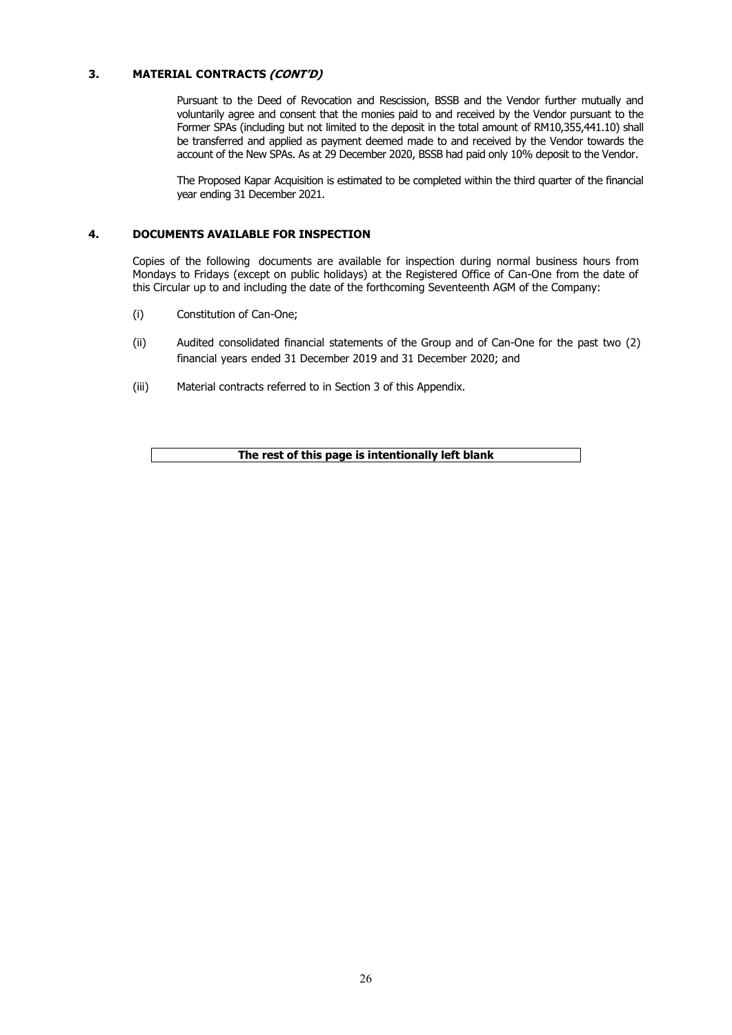## 3. MATERIAL CONTRACTS *(CONT'D)*

Pursuant to the Deed of Revocation and Rescission, BSSB and the Vendor further mutually and voluntarily agree and consent that the monies paid to and received by the Vendor pursuant to the Former SPAs (including but not limited to the deposit in the total amount of RM10,355,441.10) shall be transferred and applied as payment deemed made to and received by the Vendor towards the account of the New SPAs. As at 29 December 2020, BSSB had paid only 10% deposit to the Vendor.

The Proposed Kapar Acquisition is estimated to be completed within the third quarter of the financial year ending 31 December 2021.

## 4. DOCUMENTS AVAILABLE FOR INSPECTION

Copies of the following documents are available for inspection during normal business hours from Mondays to Fridays (except on public holidays) at the Registered Office of Can-One from the date of this Circular up to and including the date of the forthcoming Seventeenth AGM of the Company:

(i) Constitution of Can-One;

(ii) Audited consolidated financial statements of the Group and of Can-One for the past two (2) financial years ended 31 December 2019 and 31 December 2020; and

(iii) Material contracts referred to in Section 3 of this Appendix.

**The rest of this page is intentionally left blank**